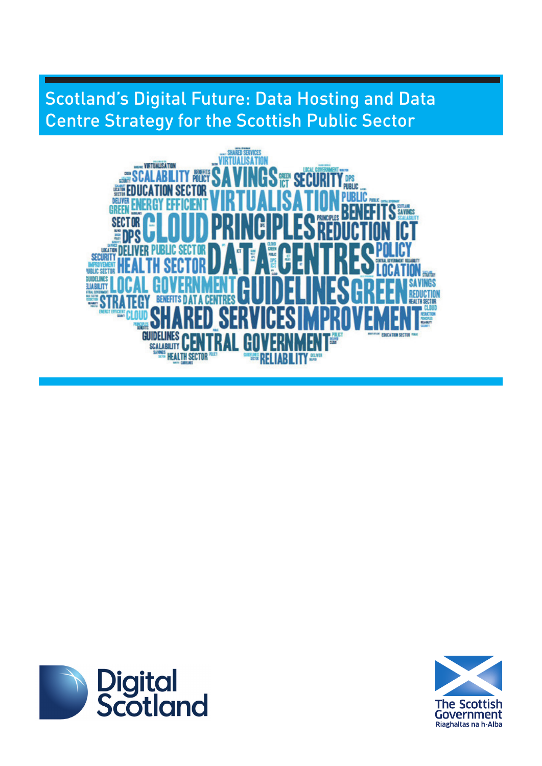# Scotland's Digital Future: Data Hosting and Data Centre Strategy for the Scottish Public Sector

Digital Scotland

The Scottish Government
Riaghaltas na h-Alba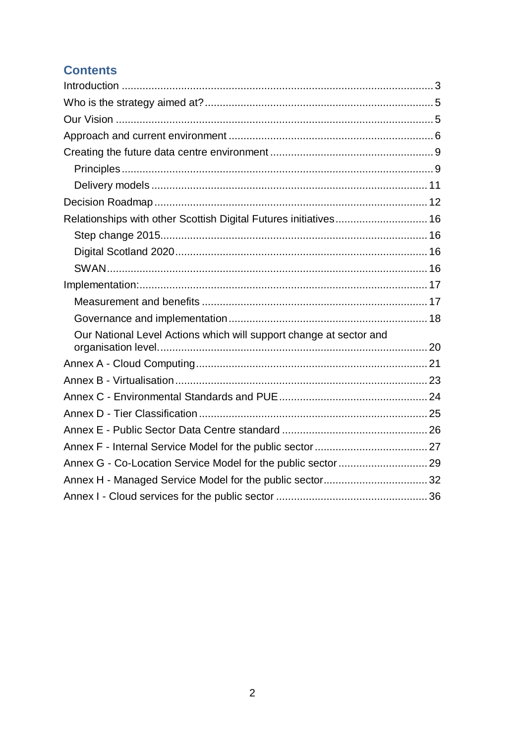## Contents

- Introduction ... 3
- Who is the strategy aimed at? ... 5
- Our Vision ... 5
- Approach and current environment ... 6
- Creating the future data centre environment ... 9
  - Principles ... 9
  - Delivery models ... 11
- Decision Roadmap ... 12
- Relationships with other Scottish Digital Futures initiatives ... 16
  - Step change 2015 ... 16
  - Digital Scotland 2020 ... 16
  - SWAN ... 16
- Implementation: ... 17
  - Measurement and benefits ... 17
  - Governance and implementation ... 18
  - Our National Level Actions which will support change at sector and organisation level. ... 20
- Annex A - Cloud Computing ... 21
- Annex B - Virtualisation ... 23
- Annex C - Environmental Standards and PUE ... 24
- Annex D - Tier Classification ... 25
- Annex E - Public Sector Data Centre standard ... 26
- Annex F - Internal Service Model for the public sector ... 27
- Annex G - Co-Location Service Model for the public sector ... 29
- Annex H - Managed Service Model for the public sector ... 32
- Annex I - Cloud services for the public sector ... 36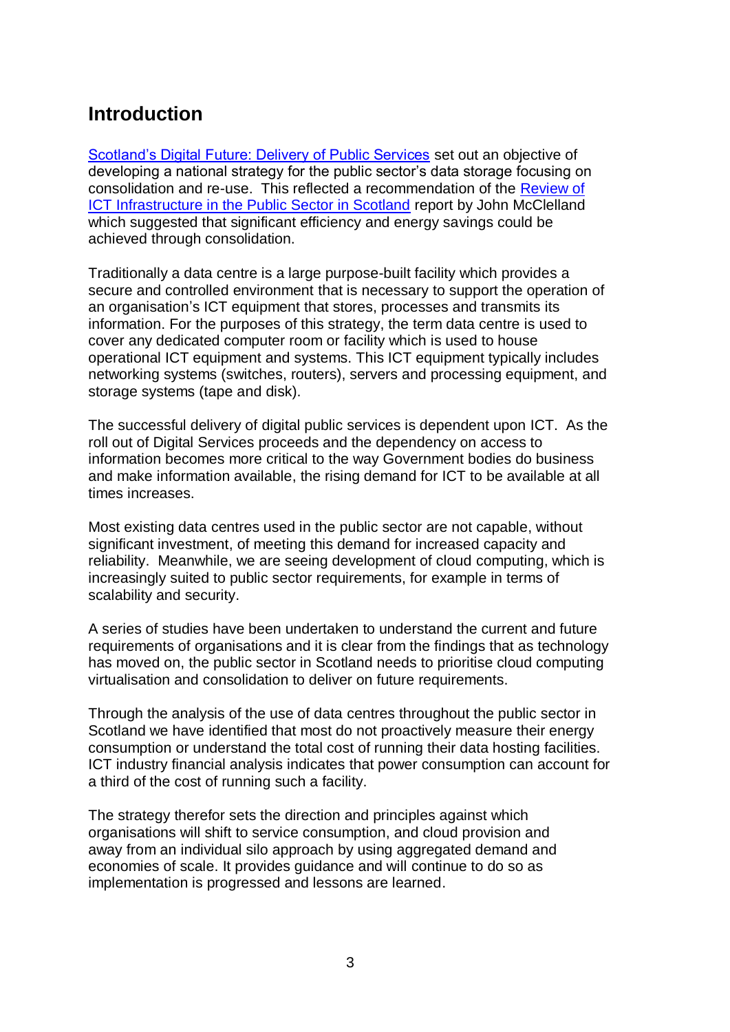## Introduction

[Scotland's Digital Future: Delivery of Public Services]() set out an objective of developing a national strategy for the public sector's data storage focusing on consolidation and re-use. This reflected a recommendation of the [Review of ICT Infrastructure in the Public Sector in Scotland]() report by John McClelland which suggested that significant efficiency and energy savings could be achieved through consolidation.

Traditionally a data centre is a large purpose-built facility which provides a secure and controlled environment that is necessary to support the operation of an organisation's ICT equipment that stores, processes and transmits its information. For the purposes of this strategy, the term data centre is used to cover any dedicated computer room or facility which is used to house operational ICT equipment and systems. This ICT equipment typically includes networking systems (switches, routers), servers and processing equipment, and storage systems (tape and disk).

The successful delivery of digital public services is dependent upon ICT. As the roll out of Digital Services proceeds and the dependency on access to information becomes more critical to the way Government bodies do business and make information available, the rising demand for ICT to be available at all times increases.

Most existing data centres used in the public sector are not capable, without significant investment, of meeting this demand for increased capacity and reliability. Meanwhile, we are seeing development of cloud computing, which is increasingly suited to public sector requirements, for example in terms of scalability and security.

A series of studies have been undertaken to understand the current and future requirements of organisations and it is clear from the findings that as technology has moved on, the public sector in Scotland needs to prioritise cloud computing virtualisation and consolidation to deliver on future requirements.

Through the analysis of the use of data centres throughout the public sector in Scotland we have identified that most do not proactively measure their energy consumption or understand the total cost of running their data hosting facilities. ICT industry financial analysis indicates that power consumption can account for a third of the cost of running such a facility.

The strategy therefor sets the direction and principles against which organisations will shift to service consumption, and cloud provision and away from an individual silo approach by using aggregated demand and economies of scale. It provides guidance and will continue to do so as implementation is progressed and lessons are learned.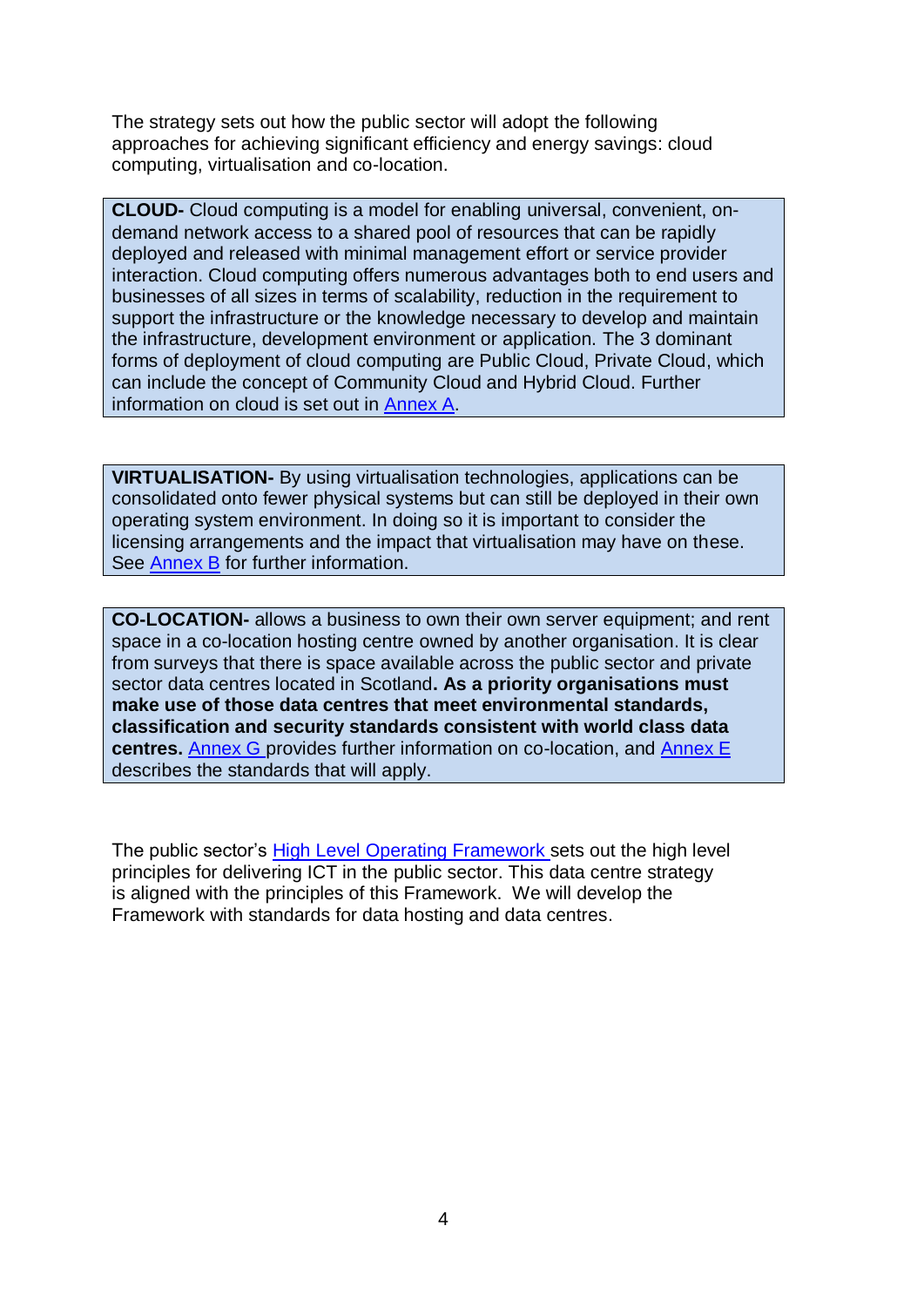The strategy sets out how the public sector will adopt the following approaches for achieving significant efficiency and energy savings: cloud computing, virtualisation and co-location.

**CLOUD-** Cloud computing is a model for enabling universal, convenient, on-demand network access to a shared pool of resources that can be rapidly deployed and released with minimal management effort or service provider interaction. Cloud computing offers numerous advantages both to end users and businesses of all sizes in terms of scalability, reduction in the requirement to support the infrastructure or the knowledge necessary to develop and maintain the infrastructure, development environment or application. The 3 dominant forms of deployment of cloud computing are Public Cloud, Private Cloud, which can include the concept of Community Cloud and Hybrid Cloud. Further information on cloud is set out in Annex A.

**VIRTUALISATION-** By using virtualisation technologies, applications can be consolidated onto fewer physical systems but can still be deployed in their own operating system environment. In doing so it is important to consider the licensing arrangements and the impact that virtualisation may have on these. See Annex B for further information.

**CO-LOCATION-** allows a business to own their own server equipment; and rent space in a co-location hosting centre owned by another organisation. It is clear from surveys that there is space available across the public sector and private sector data centres located in Scotland**. As a priority organisations must make use of those data centres that meet environmental standards, classification and security standards consistent with world class data centres.** Annex G provides further information on co-location, and Annex E describes the standards that will apply.

The public sector's High Level Operating Framework sets out the high level principles for delivering ICT in the public sector. This data centre strategy is aligned with the principles of this Framework. We will develop the Framework with standards for data hosting and data centres.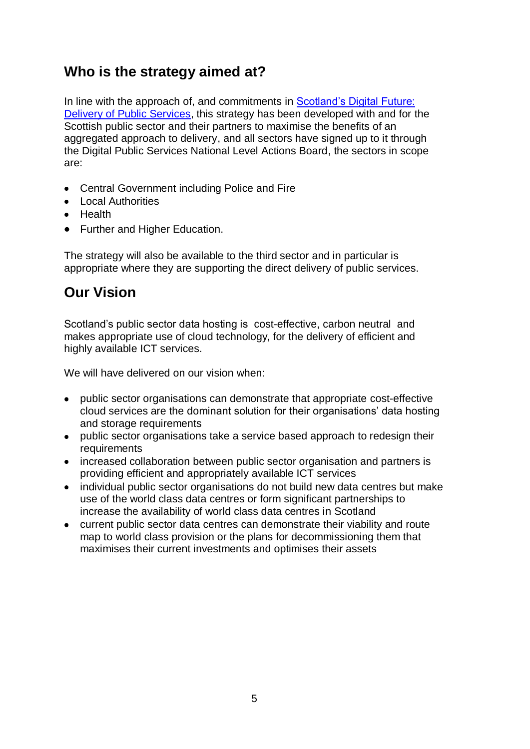## Who is the strategy aimed at?

In line with the approach of, and commitments in [Scotland's Digital Future: Delivery of Public Services](), this strategy has been developed with and for the Scottish public sector and their partners to maximise the benefits of an aggregated approach to delivery, and all sectors have signed up to it through the Digital Public Services National Level Actions Board, the sectors in scope are:

- Central Government including Police and Fire
- Local Authorities
- Health
- Further and Higher Education.

The strategy will also be available to the third sector and in particular is appropriate where they are supporting the direct delivery of public services.

## Our Vision

Scotland's public sector data hosting is cost-effective, carbon neutral and makes appropriate use of cloud technology, for the delivery of efficient and highly available ICT services.

We will have delivered on our vision when:

- public sector organisations can demonstrate that appropriate cost-effective cloud services are the dominant solution for their organisations' data hosting and storage requirements
- public sector organisations take a service based approach to redesign their requirements
- increased collaboration between public sector organisation and partners is providing efficient and appropriately available ICT services
- individual public sector organisations do not build new data centres but make use of the world class data centres or form significant partnerships to increase the availability of world class data centres in Scotland
- current public sector data centres can demonstrate their viability and route map to world class provision or the plans for decommissioning them that maximises their current investments and optimises their assets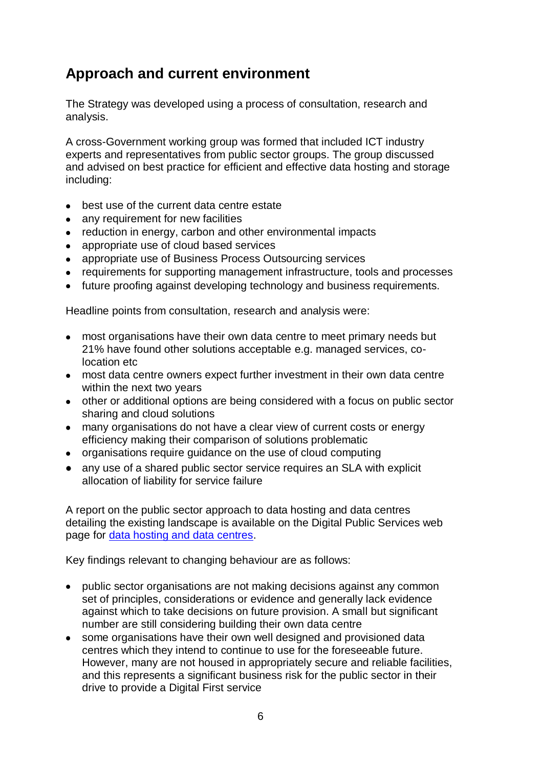## Approach and current environment

The Strategy was developed using a process of consultation, research and analysis.

A cross-Government working group was formed that included ICT industry experts and representatives from public sector groups. The group discussed and advised on best practice for efficient and effective data hosting and storage including:

- best use of the current data centre estate
- any requirement for new facilities
- reduction in energy, carbon and other environmental impacts
- appropriate use of cloud based services
- appropriate use of Business Process Outsourcing services
- requirements for supporting management infrastructure, tools and processes
- future proofing against developing technology and business requirements.

Headline points from consultation, research and analysis were:

- most organisations have their own data centre to meet primary needs but 21% have found other solutions acceptable e.g. managed services, co-location etc
- most data centre owners expect further investment in their own data centre within the next two years
- other or additional options are being considered with a focus on public sector sharing and cloud solutions
- many organisations do not have a clear view of current costs or energy efficiency making their comparison of solutions problematic
- organisations require guidance on the use of cloud computing
- any use of a shared public sector service requires an SLA with explicit allocation of liability for service failure

A report on the public sector approach to data hosting and data centres detailing the existing landscape is available on the Digital Public Services web page for [data hosting and data centres](data hosting and data centres).

Key findings relevant to changing behaviour are as follows:

- public sector organisations are not making decisions against any common set of principles, considerations or evidence and generally lack evidence against which to take decisions on future provision. A small but significant number are still considering building their own data centre
- some organisations have their own well designed and provisioned data centres which they intend to continue to use for the foreseeable future. However, many are not housed in appropriately secure and reliable facilities, and this represents a significant business risk for the public sector in their drive to provide a Digital First service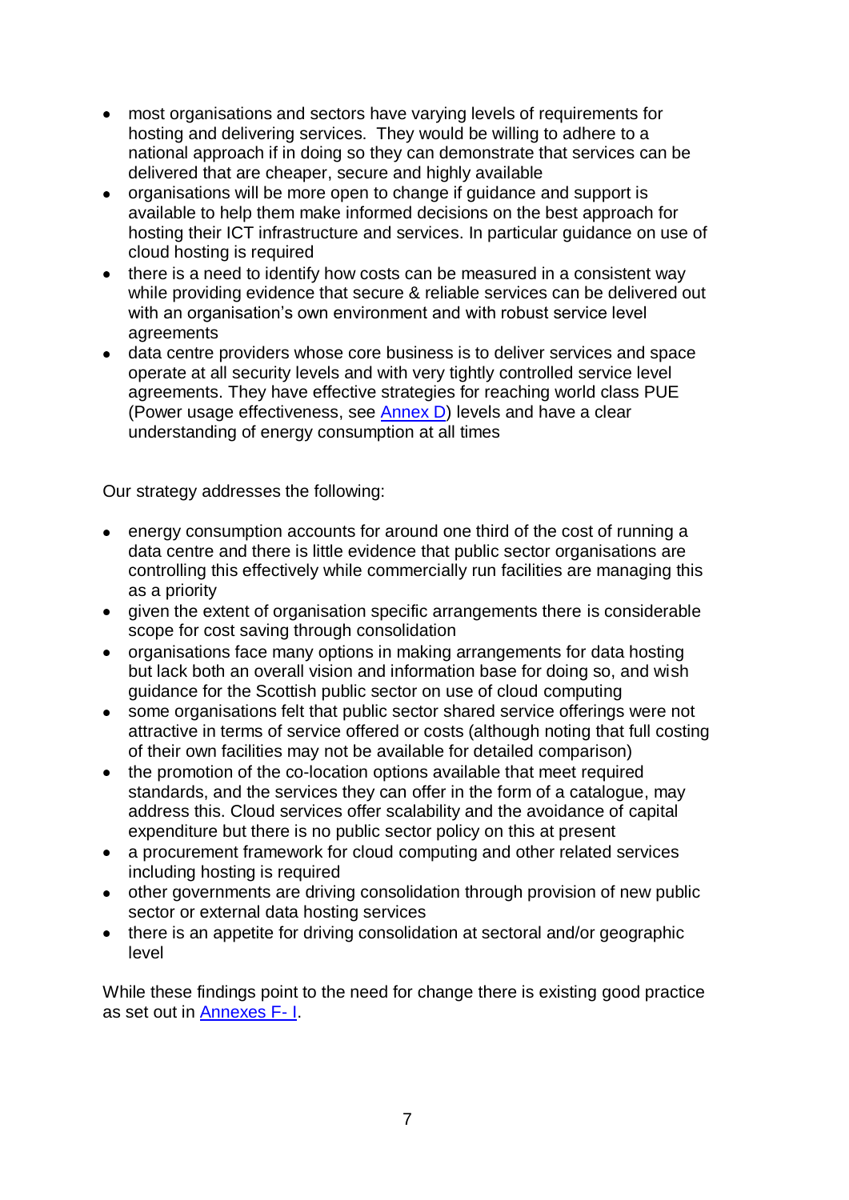- most organisations and sectors have varying levels of requirements for hosting and delivering services. They would be willing to adhere to a national approach if in doing so they can demonstrate that services can be delivered that are cheaper, secure and highly available
- organisations will be more open to change if guidance and support is available to help them make informed decisions on the best approach for hosting their ICT infrastructure and services. In particular guidance on use of cloud hosting is required
- there is a need to identify how costs can be measured in a consistent way while providing evidence that secure & reliable services can be delivered out with an organisation's own environment and with robust service level agreements
- data centre providers whose core business is to deliver services and space operate at all security levels and with very tightly controlled service level agreements. They have effective strategies for reaching world class PUE (Power usage effectiveness, see Annex D) levels and have a clear understanding of energy consumption at all times

Our strategy addresses the following:

- energy consumption accounts for around one third of the cost of running a data centre and there is little evidence that public sector organisations are controlling this effectively while commercially run facilities are managing this as a priority
- given the extent of organisation specific arrangements there is considerable scope for cost saving through consolidation
- organisations face many options in making arrangements for data hosting but lack both an overall vision and information base for doing so, and wish guidance for the Scottish public sector on use of cloud computing
- some organisations felt that public sector shared service offerings were not attractive in terms of service offered or costs (although noting that full costing of their own facilities may not be available for detailed comparison)
- the promotion of the co-location options available that meet required standards, and the services they can offer in the form of a catalogue, may address this. Cloud services offer scalability and the avoidance of capital expenditure but there is no public sector policy on this at present
- a procurement framework for cloud computing and other related services including hosting is required
- other governments are driving consolidation through provision of new public sector or external data hosting services
- there is an appetite for driving consolidation at sectoral and/or geographic level

While these findings point to the need for change there is existing good practice as set out in Annexes F- I.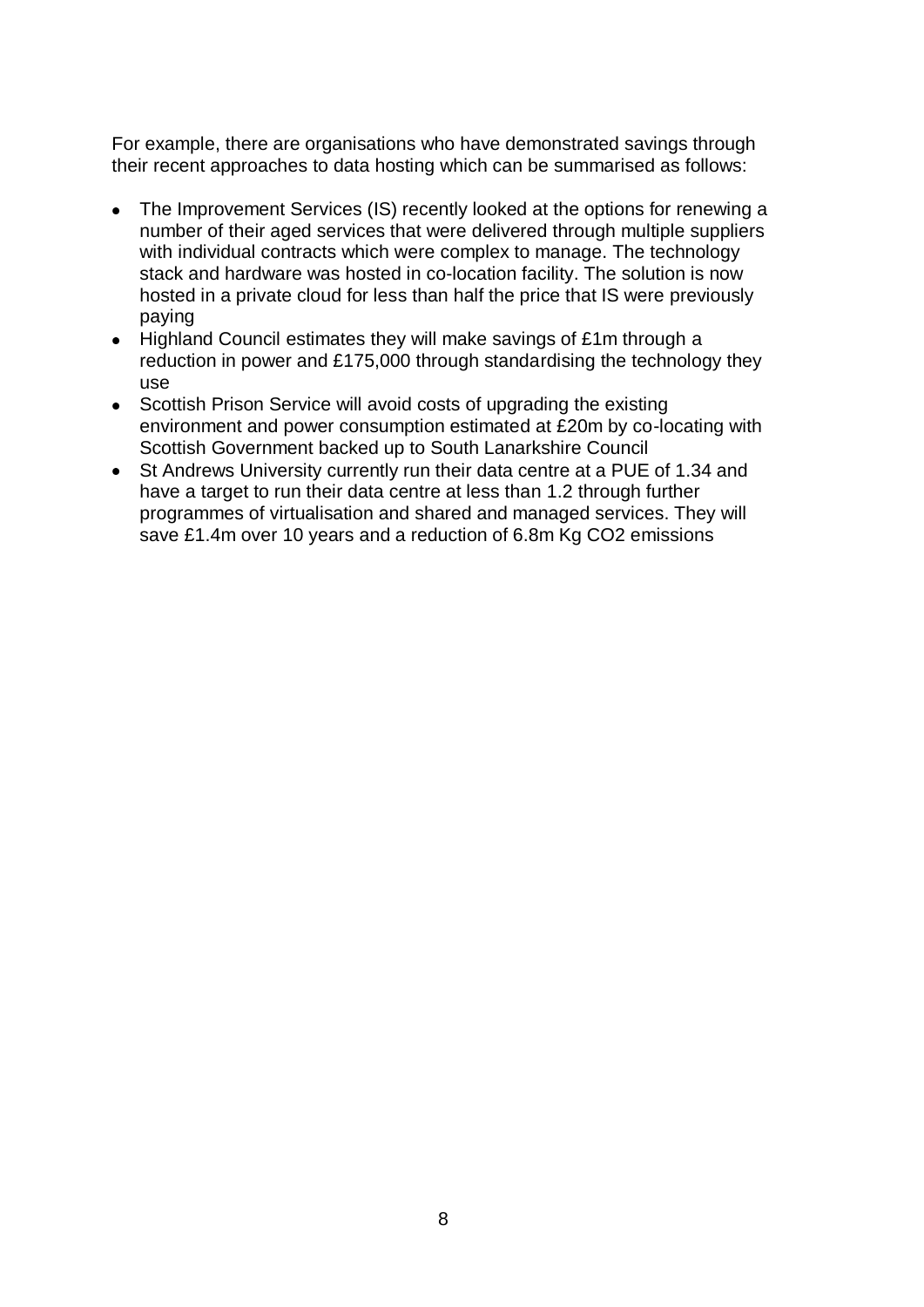For example, there are organisations who have demonstrated savings through their recent approaches to data hosting which can be summarised as follows:

- The Improvement Services (IS) recently looked at the options for renewing a number of their aged services that were delivered through multiple suppliers with individual contracts which were complex to manage. The technology stack and hardware was hosted in co-location facility. The solution is now hosted in a private cloud for less than half the price that IS were previously paying
- Highland Council estimates they will make savings of £1m through a reduction in power and £175,000 through standardising the technology they use
- Scottish Prison Service will avoid costs of upgrading the existing environment and power consumption estimated at £20m by co-locating with Scottish Government backed up to South Lanarkshire Council
- St Andrews University currently run their data centre at a PUE of 1.34 and have a target to run their data centre at less than 1.2 through further programmes of virtualisation and shared and managed services. They will save £1.4m over 10 years and a reduction of 6.8m Kg $CO_2$ emissions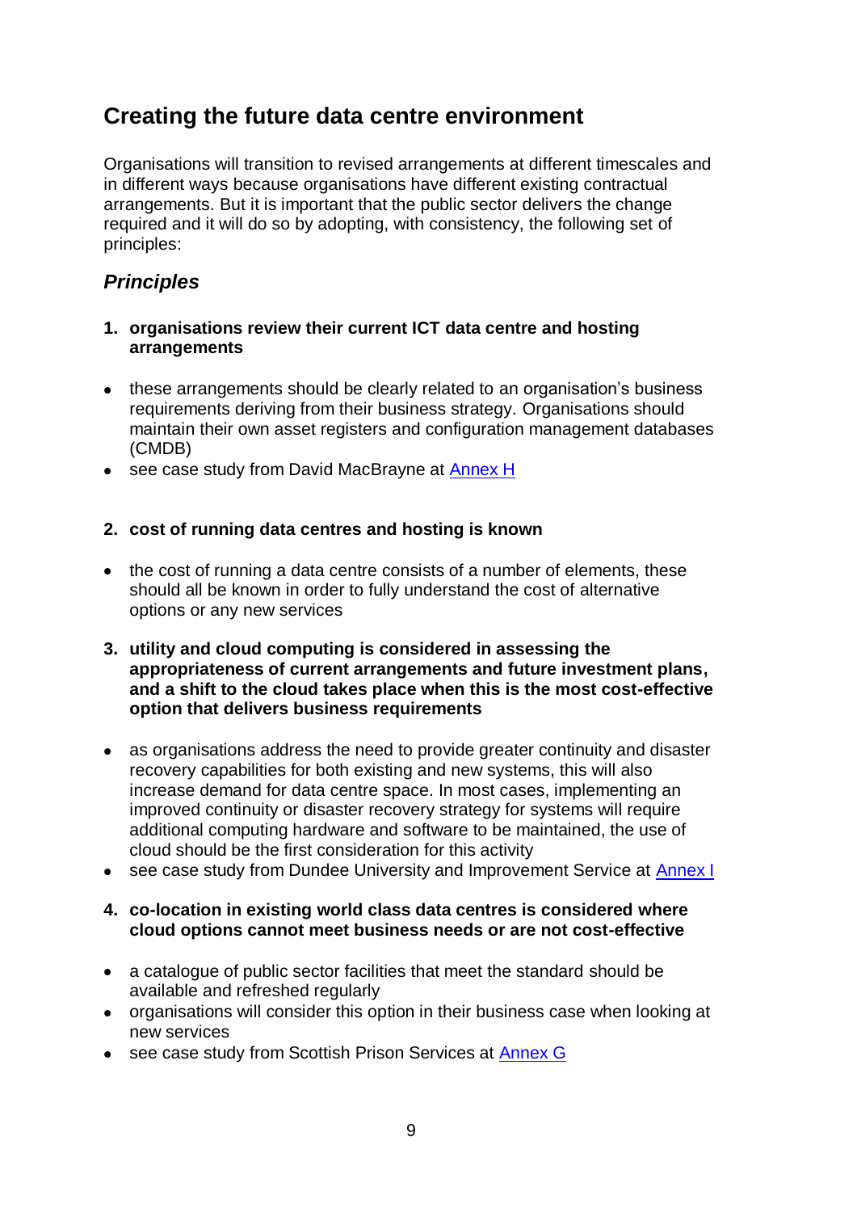## Creating the future data centre environment

Organisations will transition to revised arrangements at different timescales and in different ways because organisations have different existing contractual arrangements. But it is important that the public sector delivers the change required and it will do so by adopting, with consistency, the following set of principles:

### *Principles*

1. **organisations review their current ICT data centre and hosting arrangements**

- these arrangements should be clearly related to an organisation's business requirements deriving from their business strategy. Organisations should maintain their own asset registers and configuration management databases (CMDB)
- see case study from David MacBrayne at Annex H

2. **cost of running data centres and hosting is known**

- the cost of running a data centre consists of a number of elements, these should all be known in order to fully understand the cost of alternative options or any new services

3. **utility and cloud computing is considered in assessing the appropriateness of current arrangements and future investment plans, and a shift to the cloud takes place when this is the most cost-effective option that delivers business requirements**

- as organisations address the need to provide greater continuity and disaster recovery capabilities for both existing and new systems, this will also increase demand for data centre space. In most cases, implementing an improved continuity or disaster recovery strategy for systems will require additional computing hardware and software to be maintained, the use of cloud should be the first consideration for this activity
- see case study from Dundee University and Improvement Service at Annex I

4. **co-location in existing world class data centres is considered where cloud options cannot meet business needs or are not cost-effective**

- a catalogue of public sector facilities that meet the standard should be available and refreshed regularly
- organisations will consider this option in their business case when looking at new services
- see case study from Scottish Prison Services at Annex G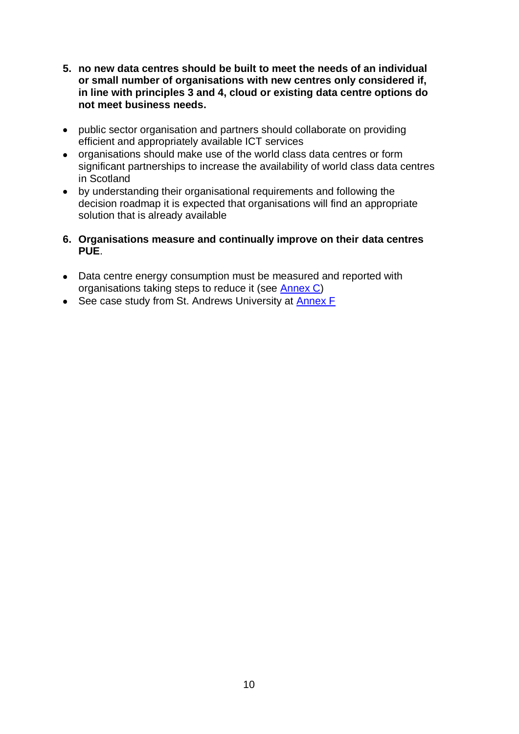5. **no new data centres should be built to meet the needs of an individual or small number of organisations with new centres only considered if, in line with principles 3 and 4, cloud or existing data centre options do not meet business needs.**

- public sector organisation and partners should collaborate on providing efficient and appropriately available ICT services
- organisations should make use of the world class data centres or form significant partnerships to increase the availability of world class data centres in Scotland
- by understanding their organisational requirements and following the decision roadmap it is expected that organisations will find an appropriate solution that is already available

6. **Organisations measure and continually improve on their data centres PUE**.

- Data centre energy consumption must be measured and reported with organisations taking steps to reduce it (see Annex C)
- See case study from St. Andrews University at Annex F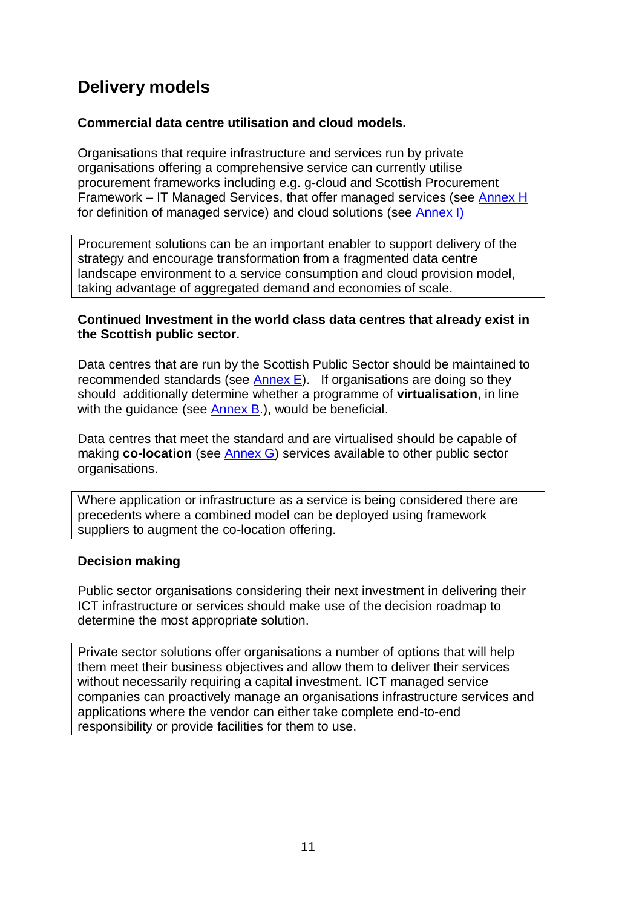## Delivery models

**Commercial data centre utilisation and cloud models.**

Organisations that require infrastructure and services run by private organisations offering a comprehensive service can currently utilise procurement frameworks including e.g. g-cloud and Scottish Procurement Framework – IT Managed Services, that offer managed services (see Annex H for definition of managed service) and cloud solutions (see Annex I)

> Procurement solutions can be an important enabler to support delivery of the strategy and encourage transformation from a fragmented data centre landscape environment to a service consumption and cloud provision model, taking advantage of aggregated demand and economies of scale.

**Continued Investment in the world class data centres that already exist in the Scottish public sector.**

Data centres that are run by the Scottish Public Sector should be maintained to recommended standards (see Annex E). If organisations are doing so they should additionally determine whether a programme of **virtualisation**, in line with the guidance (see Annex B.), would be beneficial.

Data centres that meet the standard and are virtualised should be capable of making **co-location** (see Annex G) services available to other public sector organisations.

> Where application or infrastructure as a service is being considered there are precedents where a combined model can be deployed using framework suppliers to augment the co-location offering.

**Decision making**

Public sector organisations considering their next investment in delivering their ICT infrastructure or services should make use of the decision roadmap to determine the most appropriate solution.

> Private sector solutions offer organisations a number of options that will help them meet their business objectives and allow them to deliver their services without necessarily requiring a capital investment. ICT managed service companies can proactively manage an organisations infrastructure services and applications where the vendor can either take complete end-to-end responsibility or provide facilities for them to use.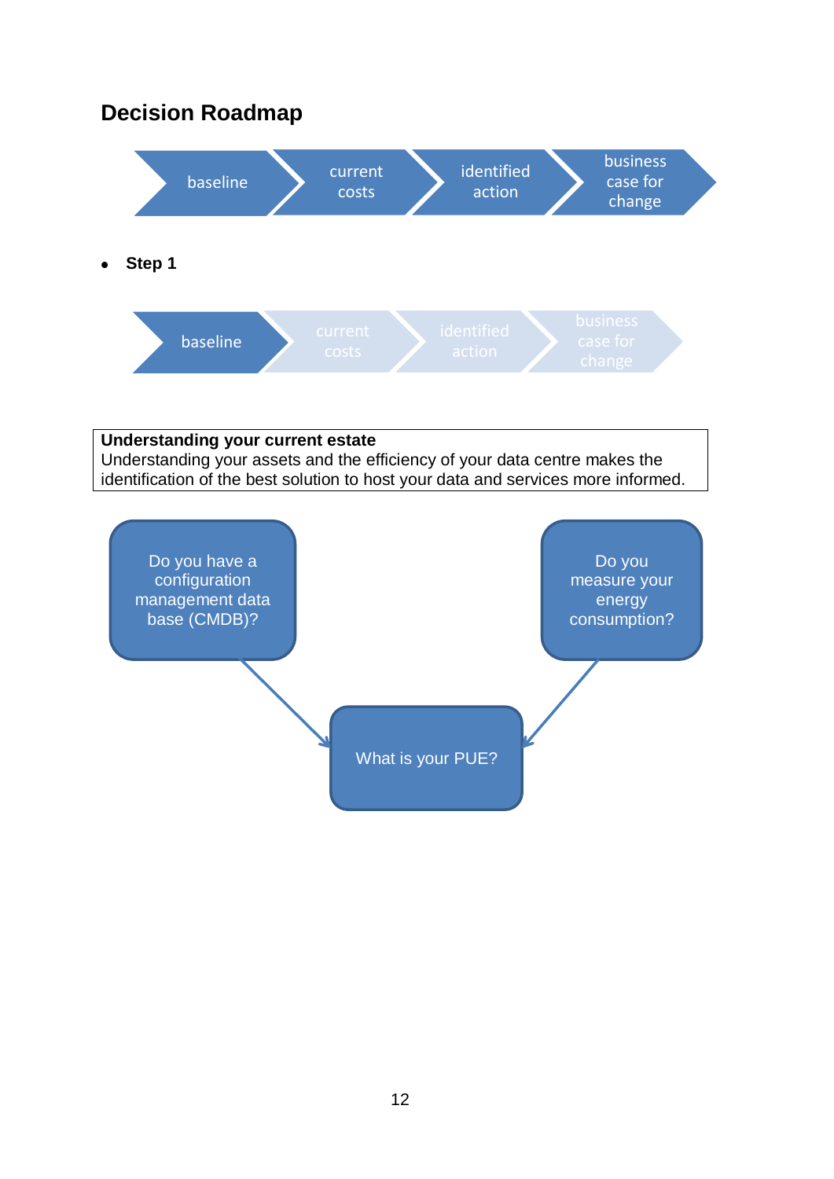## Decision Roadmap

baseline → current costs → identified action → business case for change

- **Step 1**

baseline → current costs → identified action → business case for change

| **Understanding your current estate** |
| --- |
| Understanding your assets and the efficiency of your data centre makes the identification of the best solution to host your data and services more informed. |

Do you have a configuration management data base (CMDB)?

Do you measure your energy consumption?

What is your PUE?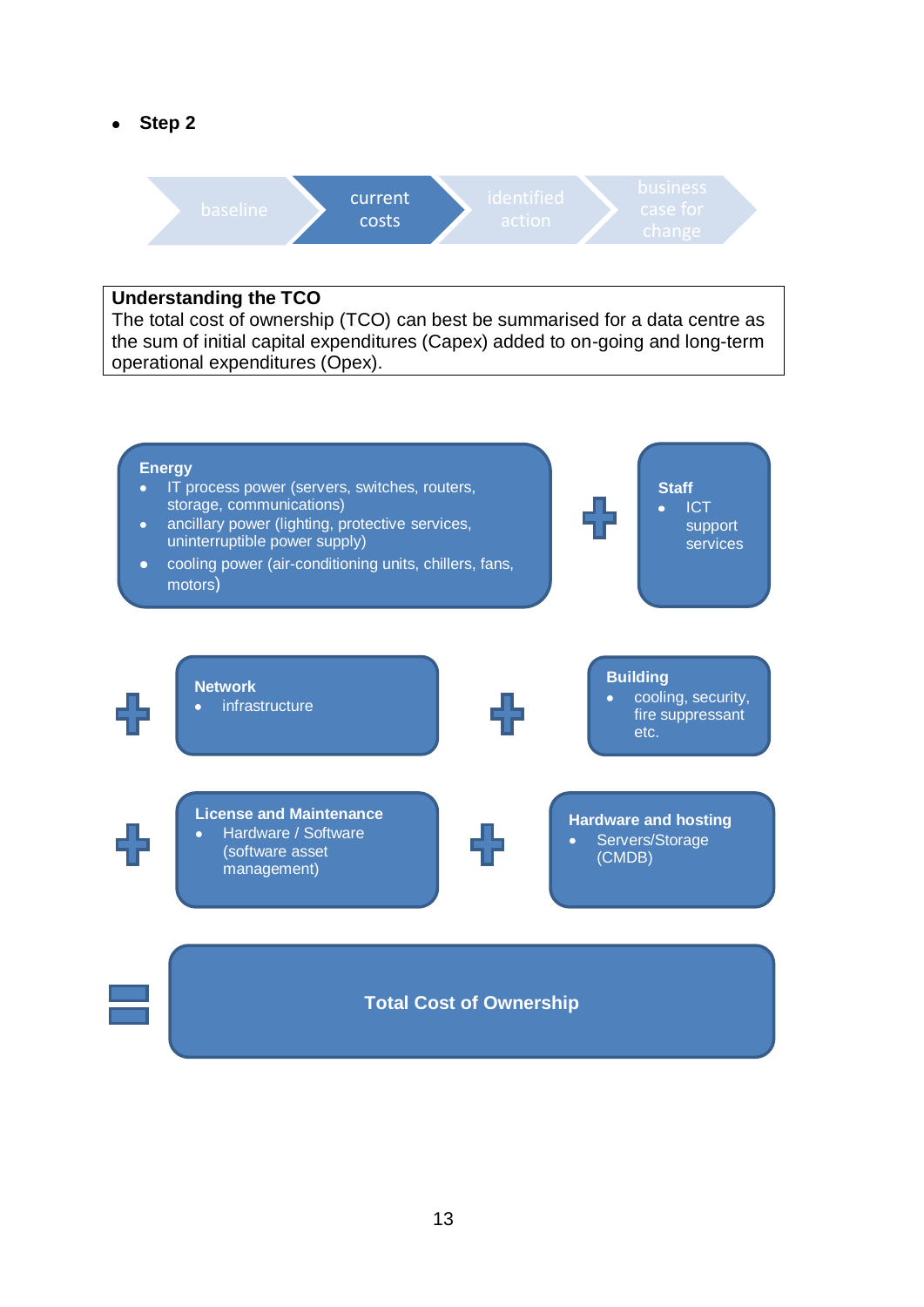- **Step 2**

baseline → **current costs** → identified action → business case for change

**Understanding the TCO**
The total cost of ownership (TCO) can best be summarised for a data centre as the sum of initial capital expenditures (Capex) added to on-going and long-term operational expenditures (Opex).

**Energy**

- IT process power (servers, switches, routers, storage, communications)
- ancillary power (lighting, protective services, uninterruptible power supply)
- cooling power (air-conditioning units, chillers, fans, motors)

\+

**Staff**

- ICT support services

\+

**Network**

- infrastructure

\+

**Building**

- cooling, security, fire suppressant etc.

\+

**License and Maintenance**

- Hardware / Software (software asset management)

\+

**Hardware and hosting**

- Servers/Storage (CMDB)

=

**Total Cost of Ownership**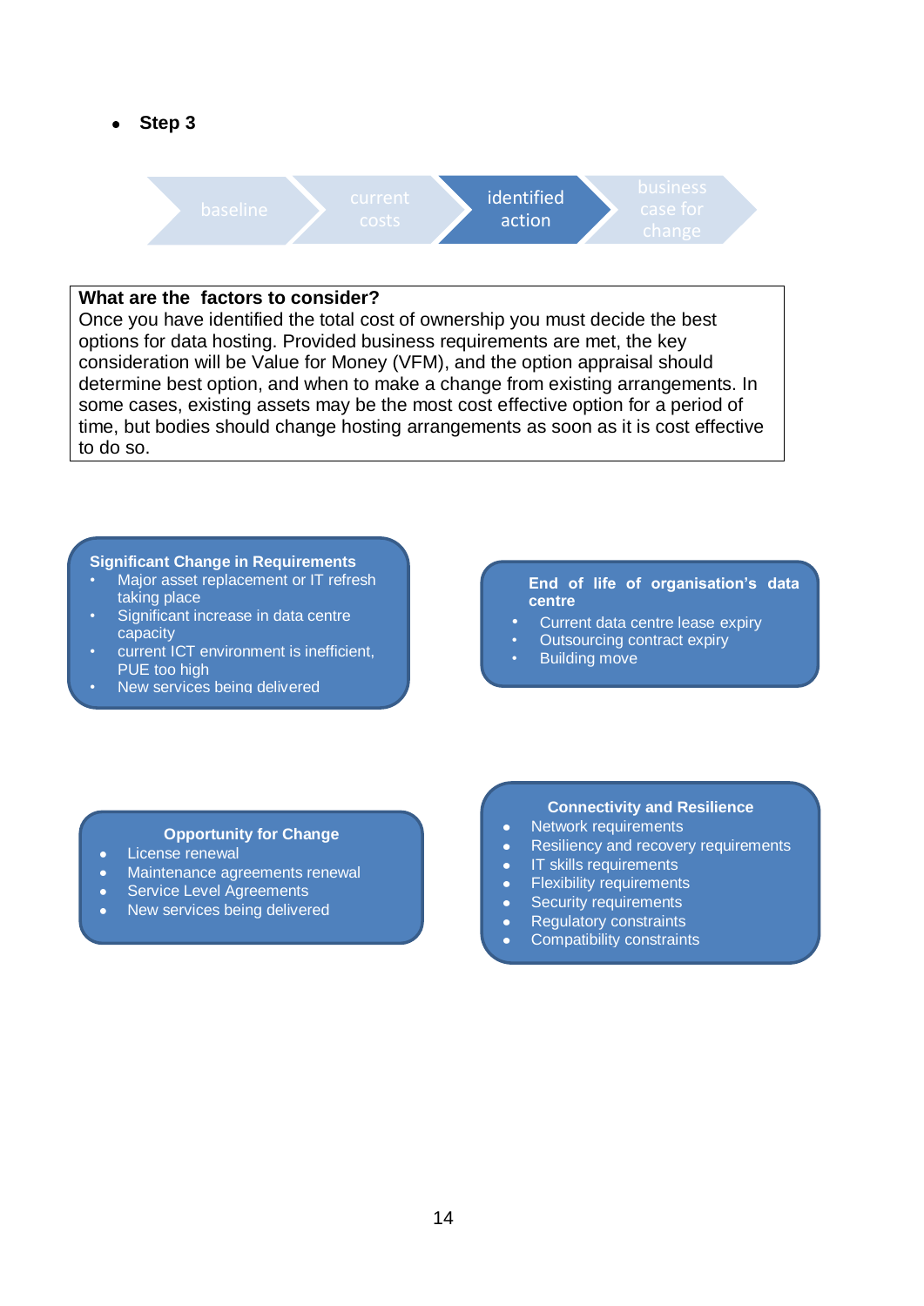- **Step 3**

baseline → current costs → **identified action** → business case for change

**What are the factors to consider?**
Once you have identified the total cost of ownership you must decide the best options for data hosting. Provided business requirements are met, the key consideration will be Value for Money (VFM), and the option appraisal should determine best option, and when to make a change from existing arrangements. In some cases, existing assets may be the most cost effective option for a period of time, but bodies should change hosting arrangements as soon as it is cost effective to do so.

**Significant Change in Requirements**

- Major asset replacement or IT refresh taking place
- Significant increase in data centre capacity
- current ICT environment is inefficient, PUE too high
- New services being delivered

**End of life of organisation's data centre**

- Current data centre lease expiry
- Outsourcing contract expiry
- Building move

**Opportunity for Change**

- License renewal
- Maintenance agreements renewal
- Service Level Agreements
- New services being delivered

**Connectivity and Resilience**

- Network requirements
- Resiliency and recovery requirements
- IT skills requirements
- Flexibility requirements
- Security requirements
- Regulatory constraints
- Compatibility constraints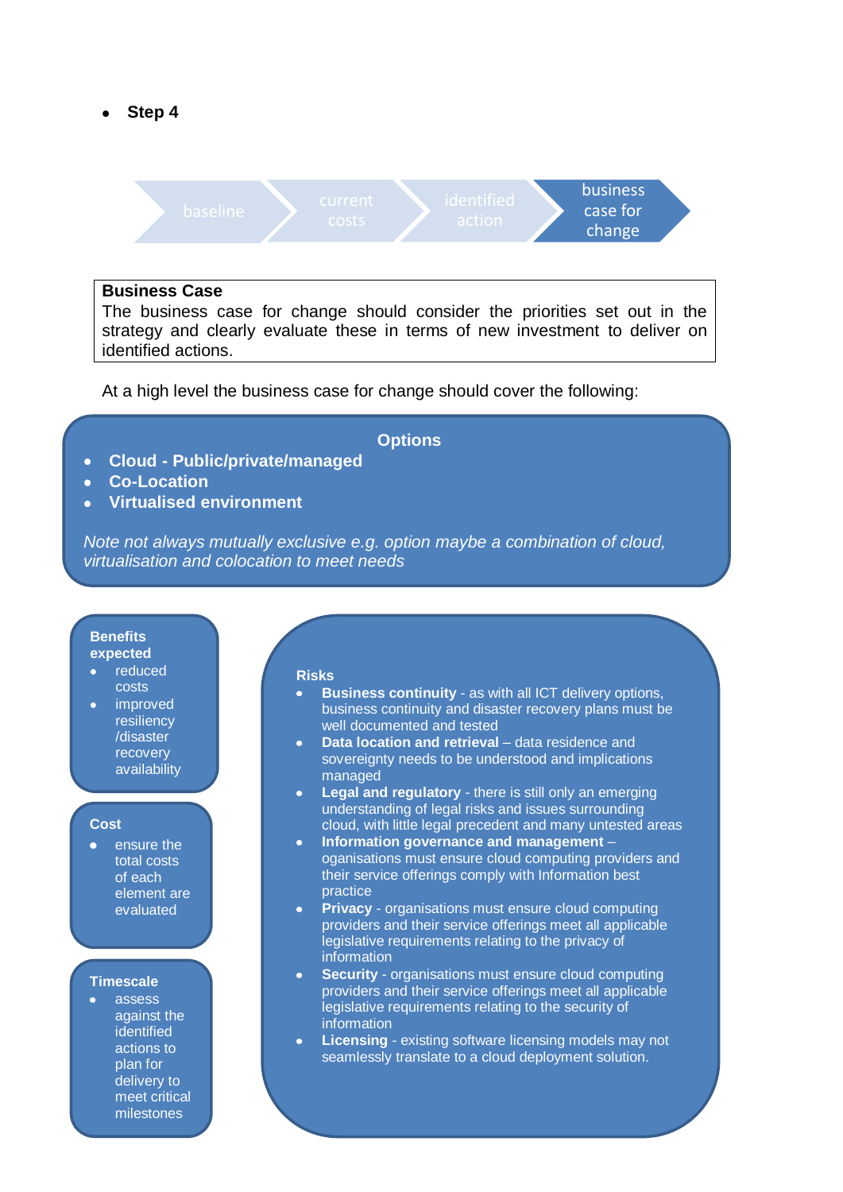- **Step 4**

baseline → current costs → identified action → **business case for change**

**Business Case**

The business case for change should consider the priorities set out in the strategy and clearly evaluate these in terms of new investment to deliver on identified actions.

At a high level the business case for change should cover the following:

**Options**

- **Cloud - Public/private/managed**
- **Co-Location**
- **Virtualised environment**

*Note not always mutually exclusive e.g. option maybe a combination of cloud, virtualisation and colocation to meet needs*

**Benefits expected**

- reduced costs
- improved resiliency /disaster recovery availability

**Cost**

- ensure the total costs of each element are evaluated

**Timescale**

- assess against the identified actions to plan for delivery to meet critical milestones

**Risks**

- **Business continuity** - as with all ICT delivery options, business continuity and disaster recovery plans must be well documented and tested
- **Data location and retrieval** – data residence and sovereignty needs to be understood and implications managed
- **Legal and regulatory** - there is still only an emerging understanding of legal risks and issues surrounding cloud, with little legal precedent and many untested areas
- **Information governance and management** – oganisations must ensure cloud computing providers and their service offerings comply with Information best practice
- **Privacy** - organisations must ensure cloud computing providers and their service offerings meet all applicable legislative requirements relating to the privacy of information
- **Security** - organisations must ensure cloud computing providers and their service offerings meet all applicable legislative requirements relating to the security of information
- **Licensing** - existing software licensing models may not seamlessly translate to a cloud deployment solution.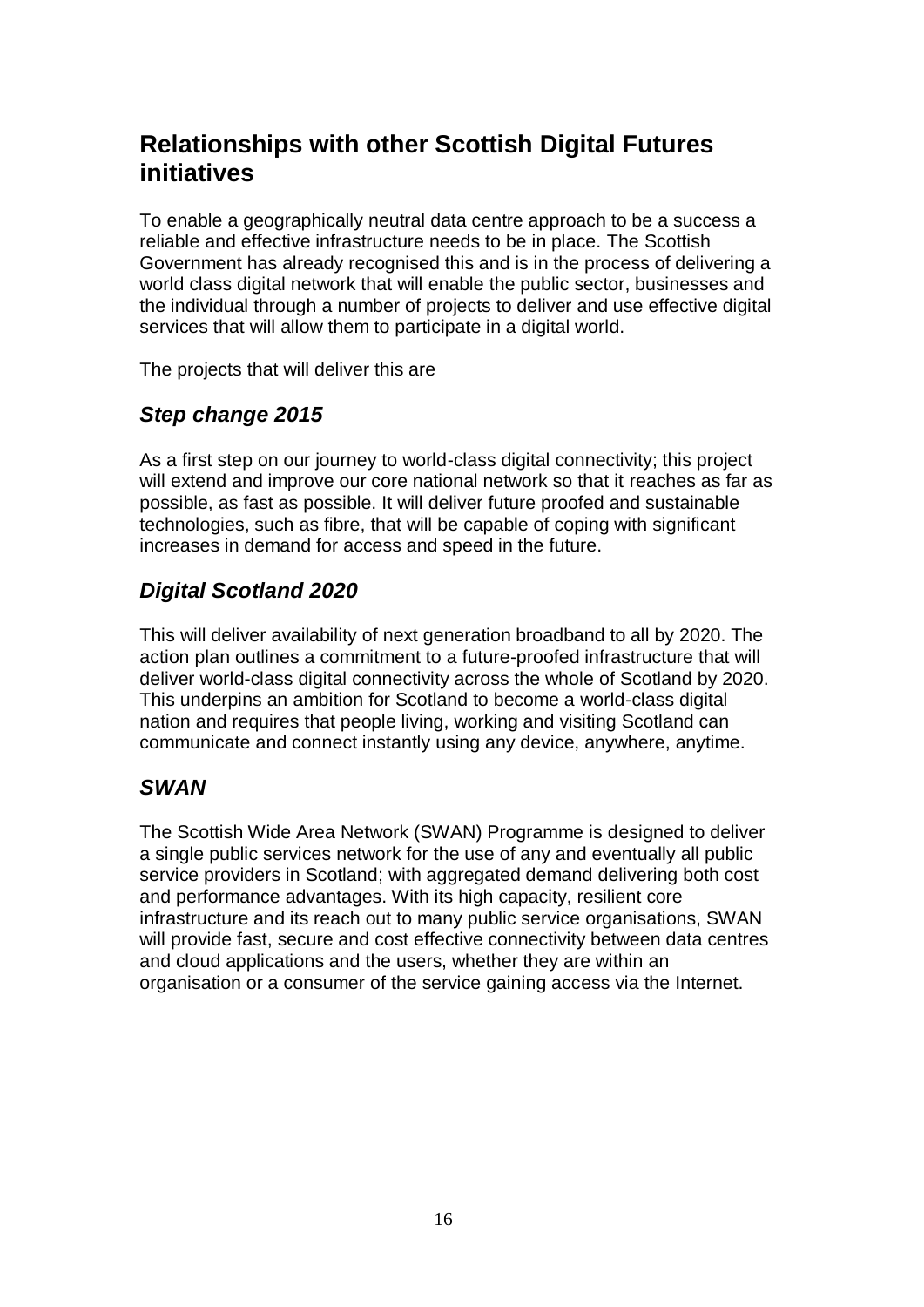## Relationships with other Scottish Digital Futures initiatives

To enable a geographically neutral data centre approach to be a success a reliable and effective infrastructure needs to be in place. The Scottish Government has already recognised this and is in the process of delivering a world class digital network that will enable the public sector, businesses and the individual through a number of projects to deliver and use effective digital services that will allow them to participate in a digital world.

The projects that will deliver this are

### *Step change 2015*

As a first step on our journey to world-class digital connectivity; this project will extend and improve our core national network so that it reaches as far as possible, as fast as possible. It will deliver future proofed and sustainable technologies, such as fibre, that will be capable of coping with significant increases in demand for access and speed in the future.

### *Digital Scotland 2020*

This will deliver availability of next generation broadband to all by 2020. The action plan outlines a commitment to a future-proofed infrastructure that will deliver world-class digital connectivity across the whole of Scotland by 2020. This underpins an ambition for Scotland to become a world-class digital nation and requires that people living, working and visiting Scotland can communicate and connect instantly using any device, anywhere, anytime.

### *SWAN*

The Scottish Wide Area Network (SWAN) Programme is designed to deliver a single public services network for the use of any and eventually all public service providers in Scotland; with aggregated demand delivering both cost and performance advantages. With its high capacity, resilient core infrastructure and its reach out to many public service organisations, SWAN will provide fast, secure and cost effective connectivity between data centres and cloud applications and the users, whether they are within an organisation or a consumer of the service gaining access via the Internet.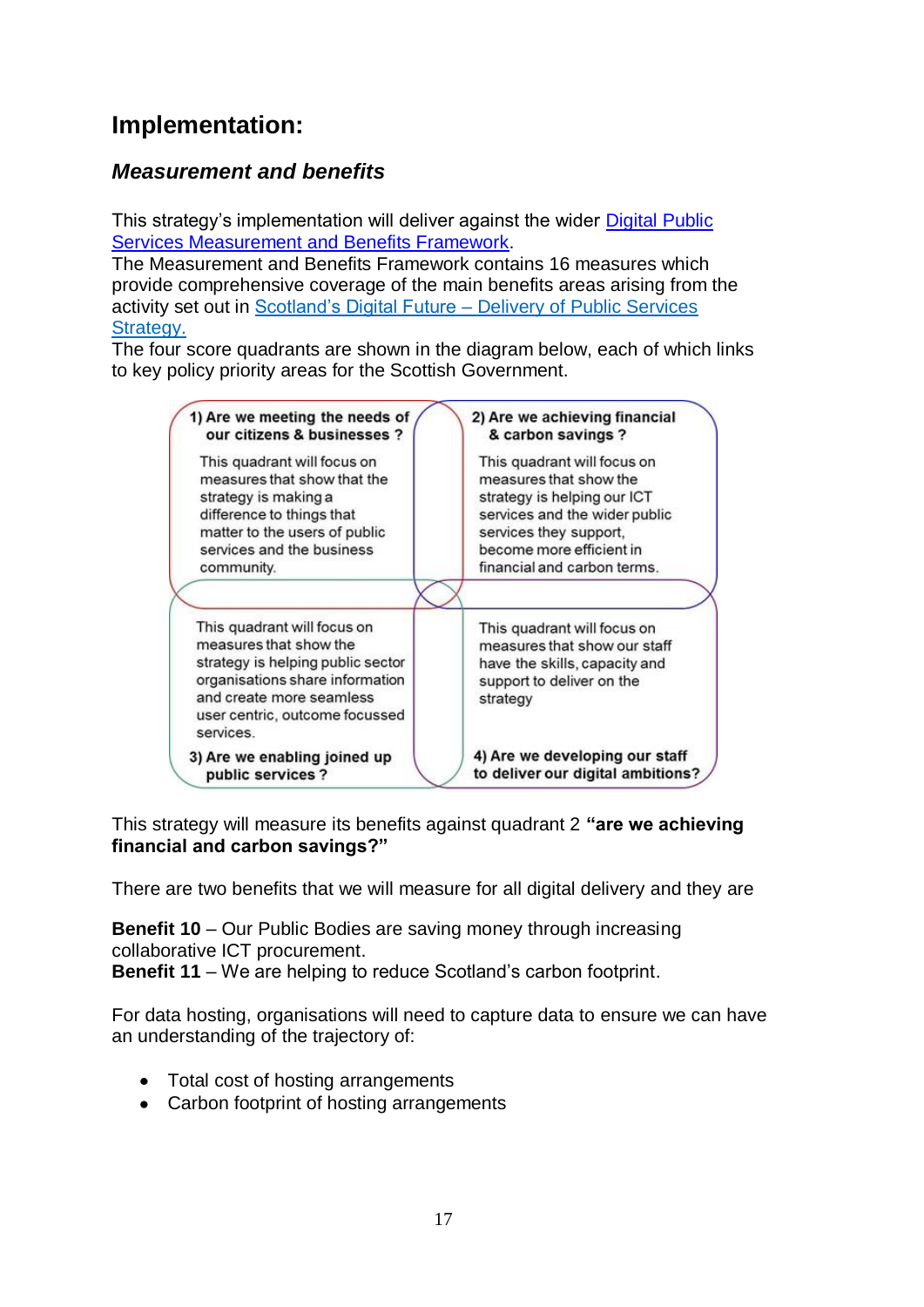## Implementation:

### *Measurement and benefits*

This strategy's implementation will deliver against the wider Digital Public Services Measurement and Benefits Framework.
The Measurement and Benefits Framework contains 16 measures which provide comprehensive coverage of the main benefits areas arising from the activity set out in Scotland's Digital Future – Delivery of Public Services Strategy.
The four score quadrants are shown in the diagram below, each of which links to key policy priority areas for the Scottish Government.

| **1) Are we meeting the needs of our citizens & businesses ?** | **2) Are we achieving financial & carbon savings ?** |
|---|---|
| This quadrant will focus on measures that show that the strategy is making a difference to things that matter to the users of public services and the business community. | This quadrant will focus on measures that show the strategy is helping our ICT services and the wider public services they support, become more efficient in financial and carbon terms. |
| This quadrant will focus on measures that show the strategy is helping public sector organisations share information and create more seamless user centric, outcome focussed services. | This quadrant will focus on measures that show our staff have the skills, capacity and support to deliver on the strategy |
| **3) Are we enabling joined up public services ?** | **4) Are we developing our staff to deliver our digital ambitions?** |

This strategy will measure its benefits against quadrant 2 **"are we achieving financial and carbon savings?"**

There are two benefits that we will measure for all digital delivery and they are

**Benefit 10** – Our Public Bodies are saving money through increasing collaborative ICT procurement.
**Benefit 11** – We are helping to reduce Scotland's carbon footprint.

For data hosting, organisations will need to capture data to ensure we can have an understanding of the trajectory of:

- Total cost of hosting arrangements
- Carbon footprint of hosting arrangements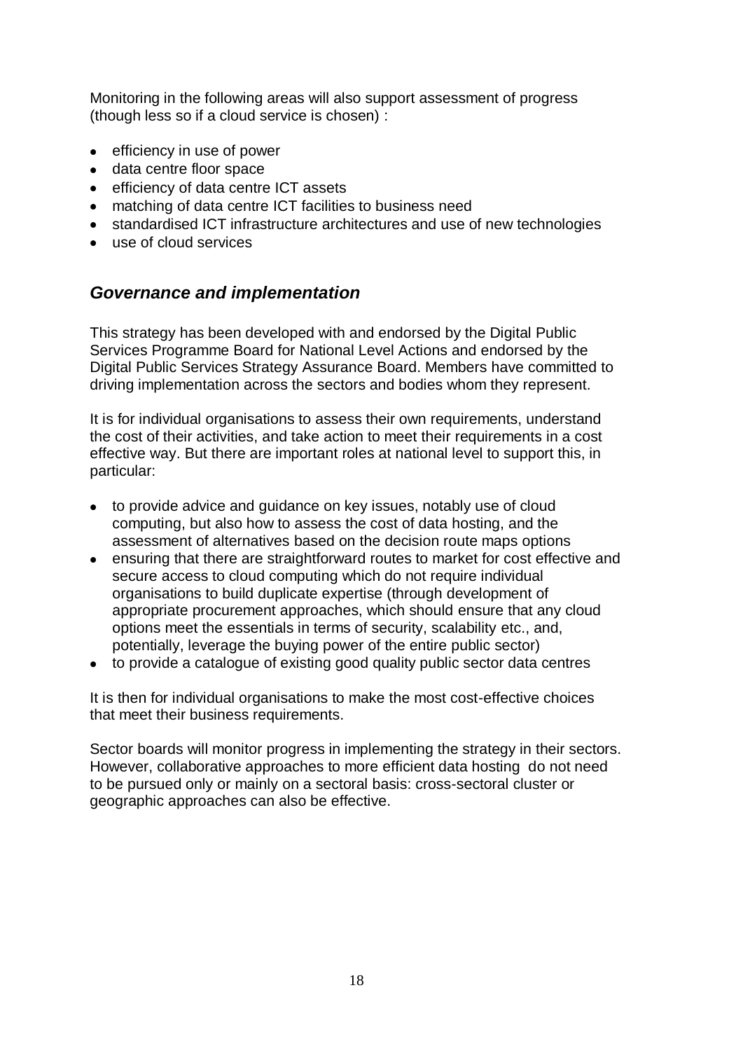Monitoring in the following areas will also support assessment of progress (though less so if a cloud service is chosen) :

- efficiency in use of power
- data centre floor space
- efficiency of data centre ICT assets
- matching of data centre ICT facilities to business need
- standardised ICT infrastructure architectures and use of new technologies
- use of cloud services

## *Governance and implementation*

This strategy has been developed with and endorsed by the Digital Public Services Programme Board for National Level Actions and endorsed by the Digital Public Services Strategy Assurance Board. Members have committed to driving implementation across the sectors and bodies whom they represent.

It is for individual organisations to assess their own requirements, understand the cost of their activities, and take action to meet their requirements in a cost effective way. But there are important roles at national level to support this, in particular:

- to provide advice and guidance on key issues, notably use of cloud computing, but also how to assess the cost of data hosting, and the assessment of alternatives based on the decision route maps options
- ensuring that there are straightforward routes to market for cost effective and secure access to cloud computing which do not require individual organisations to build duplicate expertise (through development of appropriate procurement approaches, which should ensure that any cloud options meet the essentials in terms of security, scalability etc., and, potentially, leverage the buying power of the entire public sector)
- to provide a catalogue of existing good quality public sector data centres

It is then for individual organisations to make the most cost-effective choices that meet their business requirements.

Sector boards will monitor progress in implementing the strategy in their sectors. However, collaborative approaches to more efficient data hosting do not need to be pursued only or mainly on a sectoral basis: cross-sectoral cluster or geographic approaches can also be effective.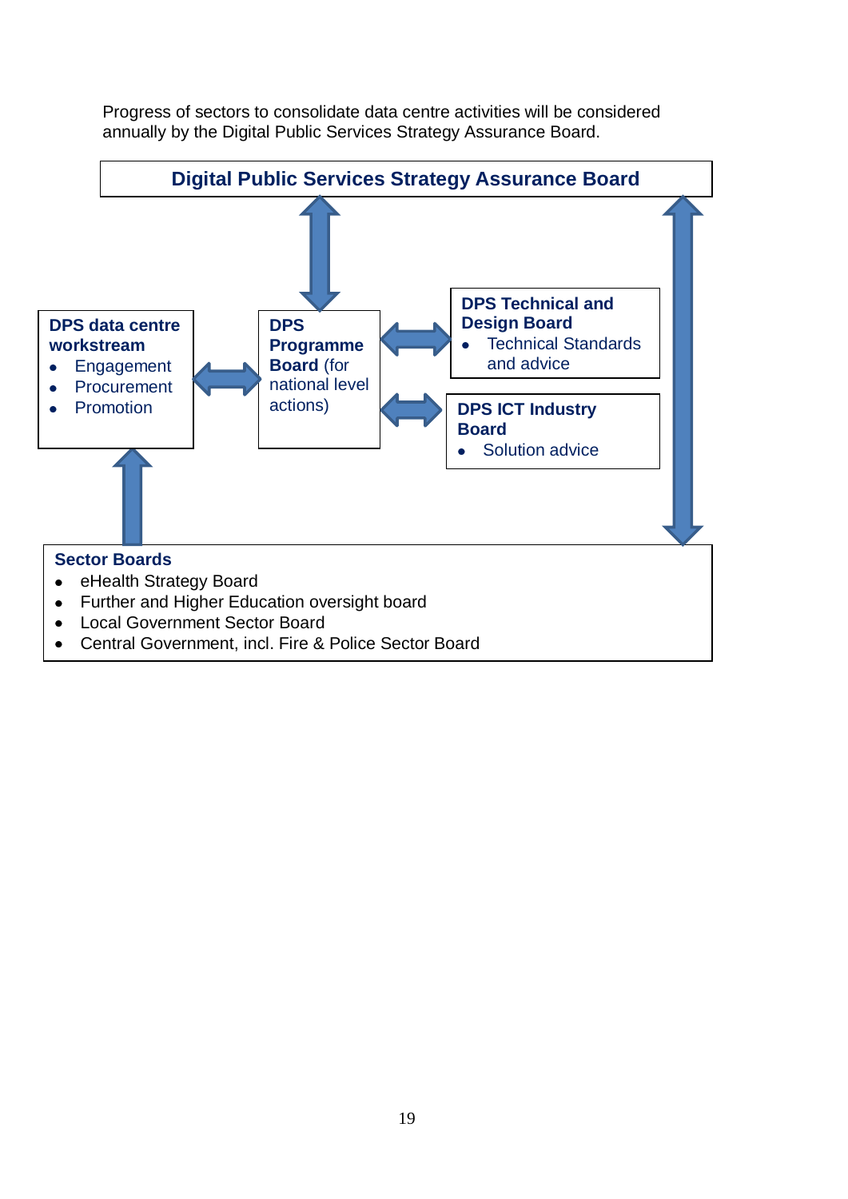Progress of sectors to consolidate data centre activities will be considered annually by the Digital Public Services Strategy Assurance Board.

**Digital Public Services Strategy Assurance Board**

**DPS data centre workstream**

- Engagement
- Procurement
- Promotion

**DPS Programme Board** (for national level actions)

**DPS Technical and Design Board**

- Technical Standards and advice

**DPS ICT Industry Board**

- Solution advice

**Sector Boards**

- eHealth Strategy Board
- Further and Higher Education oversight board
- Local Government Sector Board
- Central Government, incl. Fire & Police Sector Board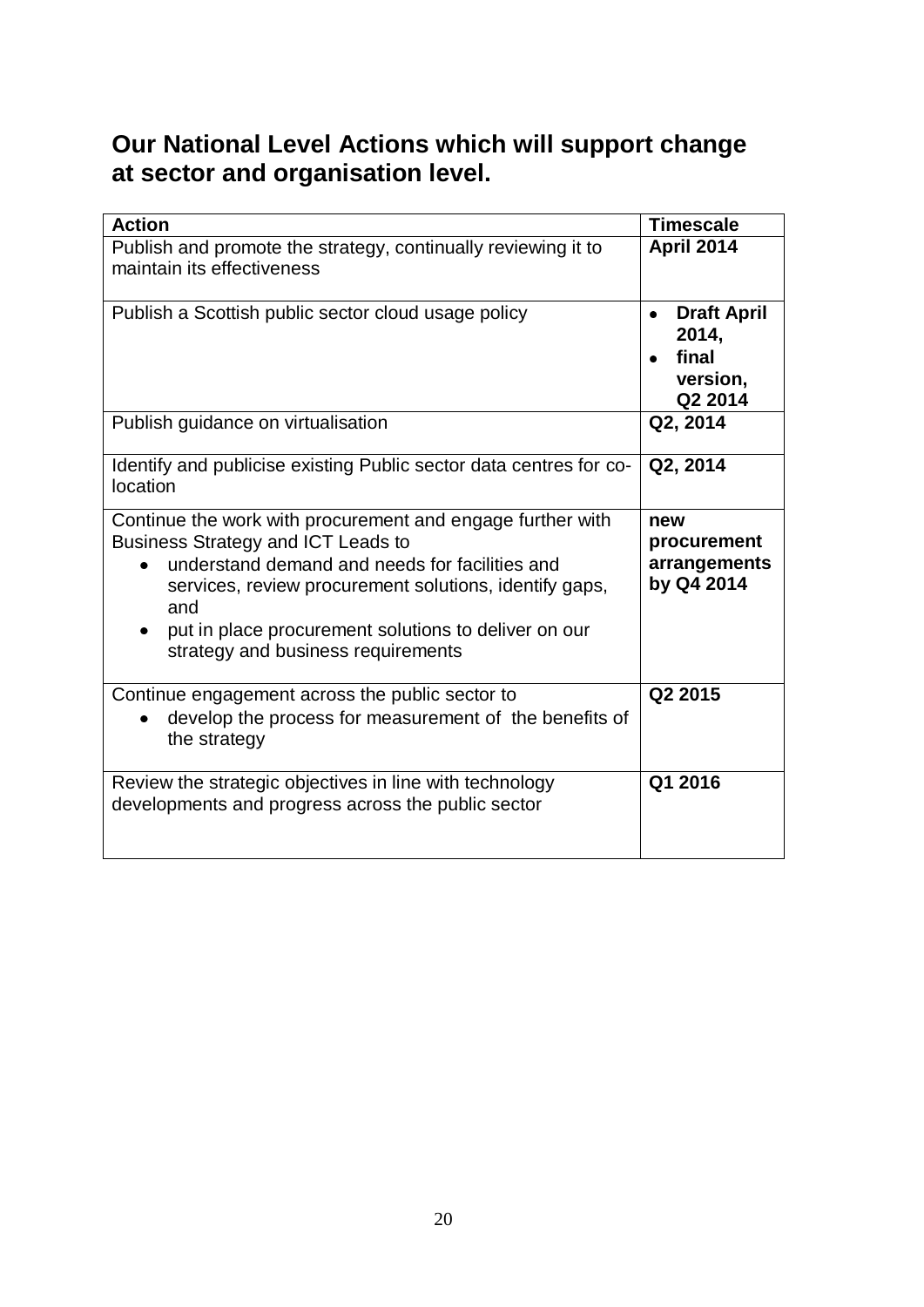## Our National Level Actions which will support change at sector and organisation level.

| Action | Timescale |
| --- | --- |
| Publish and promote the strategy, continually reviewing it to maintain its effectiveness | **April 2014** |
| Publish a Scottish public sector cloud usage policy | • **Draft April 2014,**<br>• **final version, Q2 2014** |
| Publish guidance on virtualisation | **Q2, 2014** |
| Identify and publicise existing Public sector data centres for co-location | **Q2, 2014** |
| Continue the work with procurement and engage further with Business Strategy and ICT Leads to<br>• understand demand and needs for facilities and services, review procurement solutions, identify gaps, and<br>• put in place procurement solutions to deliver on our strategy and business requirements | **new procurement arrangements by Q4 2014** |
| Continue engagement across the public sector to<br>• develop the process for measurement of the benefits of the strategy | **Q2 2015** |
| Review the strategic objectives in line with technology developments and progress across the public sector | **Q1 2016** |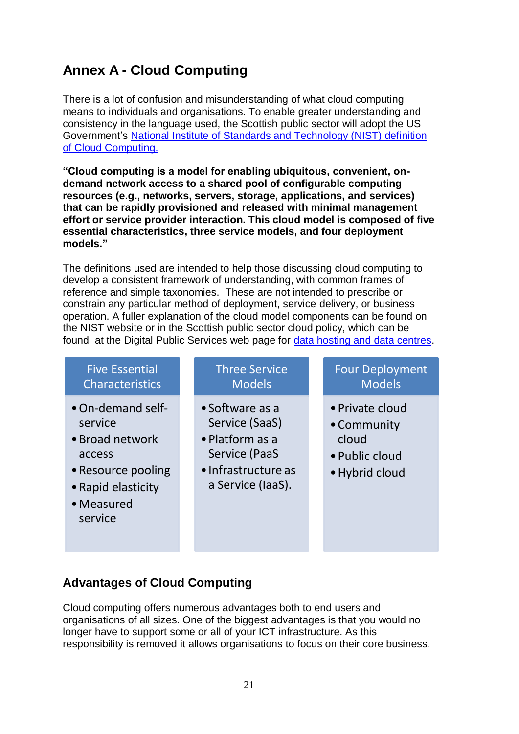## Annex A - Cloud Computing

There is a lot of confusion and misunderstanding of what cloud computing means to individuals and organisations. To enable greater understanding and consistency in the language used, the Scottish public sector will adopt the US Government's [National Institute of Standards and Technology (NIST) definition of Cloud Computing.]()

**"Cloud computing is a model for enabling ubiquitous, convenient, on-demand network access to a shared pool of configurable computing resources (e.g., networks, servers, storage, applications, and services) that can be rapidly provisioned and released with minimal management effort or service provider interaction. This cloud model is composed of five essential characteristics, three service models, and four deployment models."**

The definitions used are intended to help those discussing cloud computing to develop a consistent framework of understanding, with common frames of reference and simple taxonomies. These are not intended to prescribe or constrain any particular method of deployment, service delivery, or business operation. A fuller explanation of the cloud model components can be found on the NIST website or in the Scottish public sector cloud policy, which can be found at the Digital Public Services web page for [data hosting and data centres]().

| Five Essential Characteristics | Three Service Models | Four Deployment Models |
|---|---|---|
| • On-demand self-service<br>• Broad network access<br>• Resource pooling<br>• Rapid elasticity<br>• Measured service | • Software as a Service (SaaS)<br>• Platform as a Service (PaaS<br>• Infrastructure as a Service (IaaS). | • Private cloud<br>• Community cloud<br>• Public cloud<br>• Hybrid cloud |

### Advantages of Cloud Computing

Cloud computing offers numerous advantages both to end users and organisations of all sizes. One of the biggest advantages is that you would no longer have to support some or all of your ICT infrastructure. As this responsibility is removed it allows organisations to focus on their core business.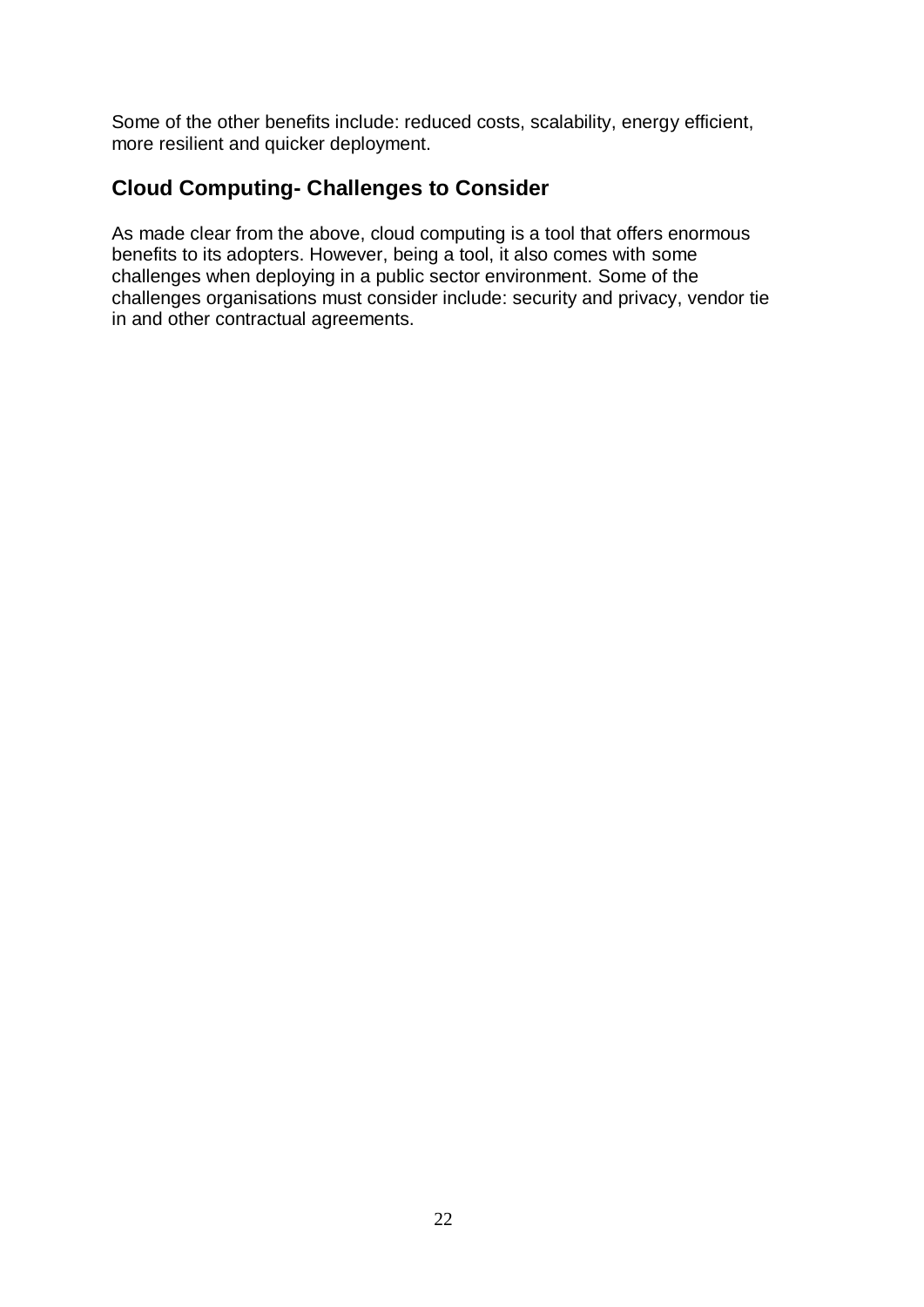Some of the other benefits include: reduced costs, scalability, energy efficient, more resilient and quicker deployment.

## Cloud Computing- Challenges to Consider

As made clear from the above, cloud computing is a tool that offers enormous benefits to its adopters. However, being a tool, it also comes with some challenges when deploying in a public sector environment. Some of the challenges organisations must consider include: security and privacy, vendor tie in and other contractual agreements.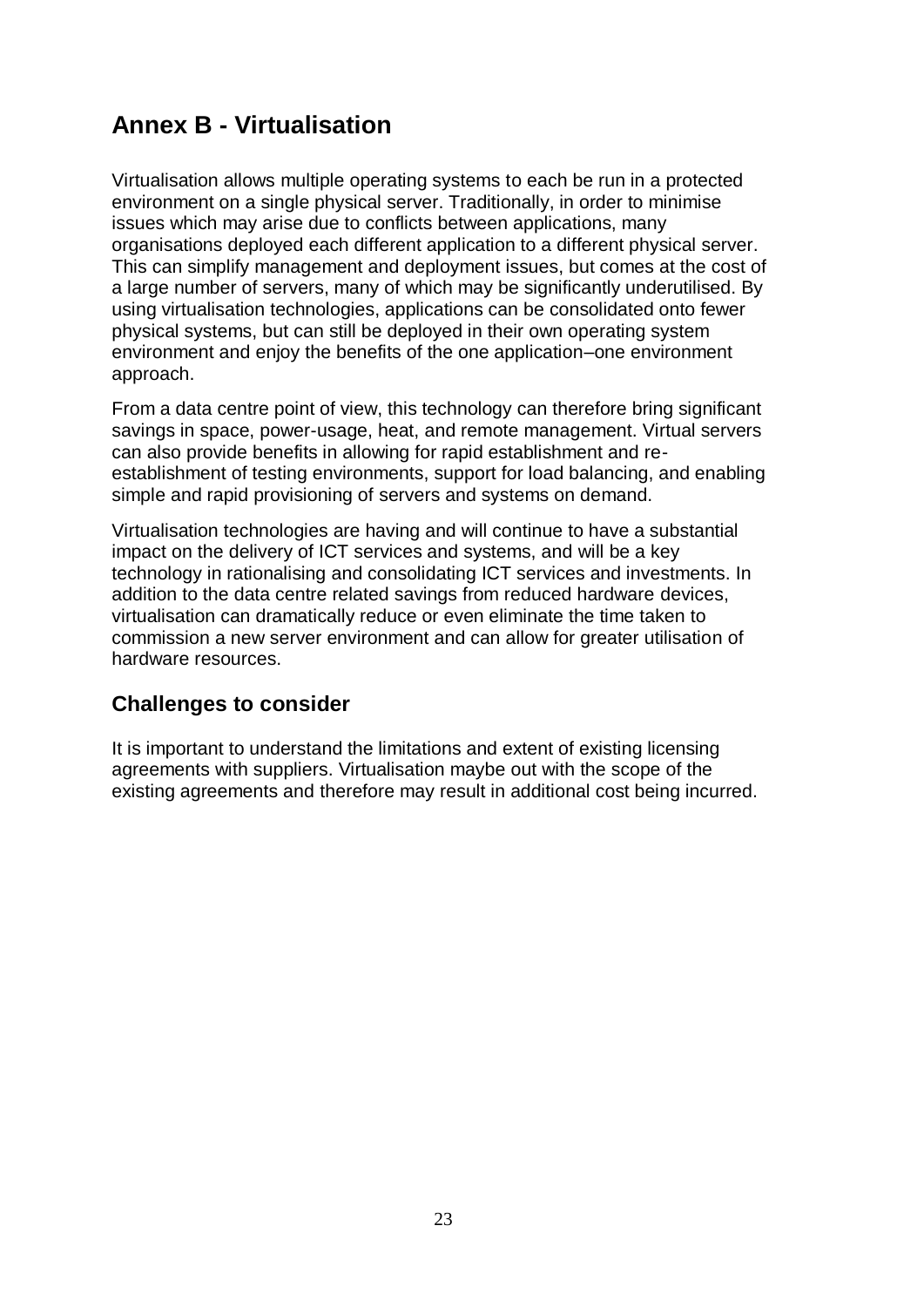## Annex B - Virtualisation

Virtualisation allows multiple operating systems to each be run in a protected environment on a single physical server. Traditionally, in order to minimise issues which may arise due to conflicts between applications, many organisations deployed each different application to a different physical server. This can simplify management and deployment issues, but comes at the cost of a large number of servers, many of which may be significantly underutilised. By using virtualisation technologies, applications can be consolidated onto fewer physical systems, but can still be deployed in their own operating system environment and enjoy the benefits of the one application–one environment approach.

From a data centre point of view, this technology can therefore bring significant savings in space, power-usage, heat, and remote management. Virtual servers can also provide benefits in allowing for rapid establishment and re-establishment of testing environments, support for load balancing, and enabling simple and rapid provisioning of servers and systems on demand.

Virtualisation technologies are having and will continue to have a substantial impact on the delivery of ICT services and systems, and will be a key technology in rationalising and consolidating ICT services and investments. In addition to the data centre related savings from reduced hardware devices, virtualisation can dramatically reduce or even eliminate the time taken to commission a new server environment and can allow for greater utilisation of hardware resources.

### Challenges to consider

It is important to understand the limitations and extent of existing licensing agreements with suppliers. Virtualisation maybe out with the scope of the existing agreements and therefore may result in additional cost being incurred.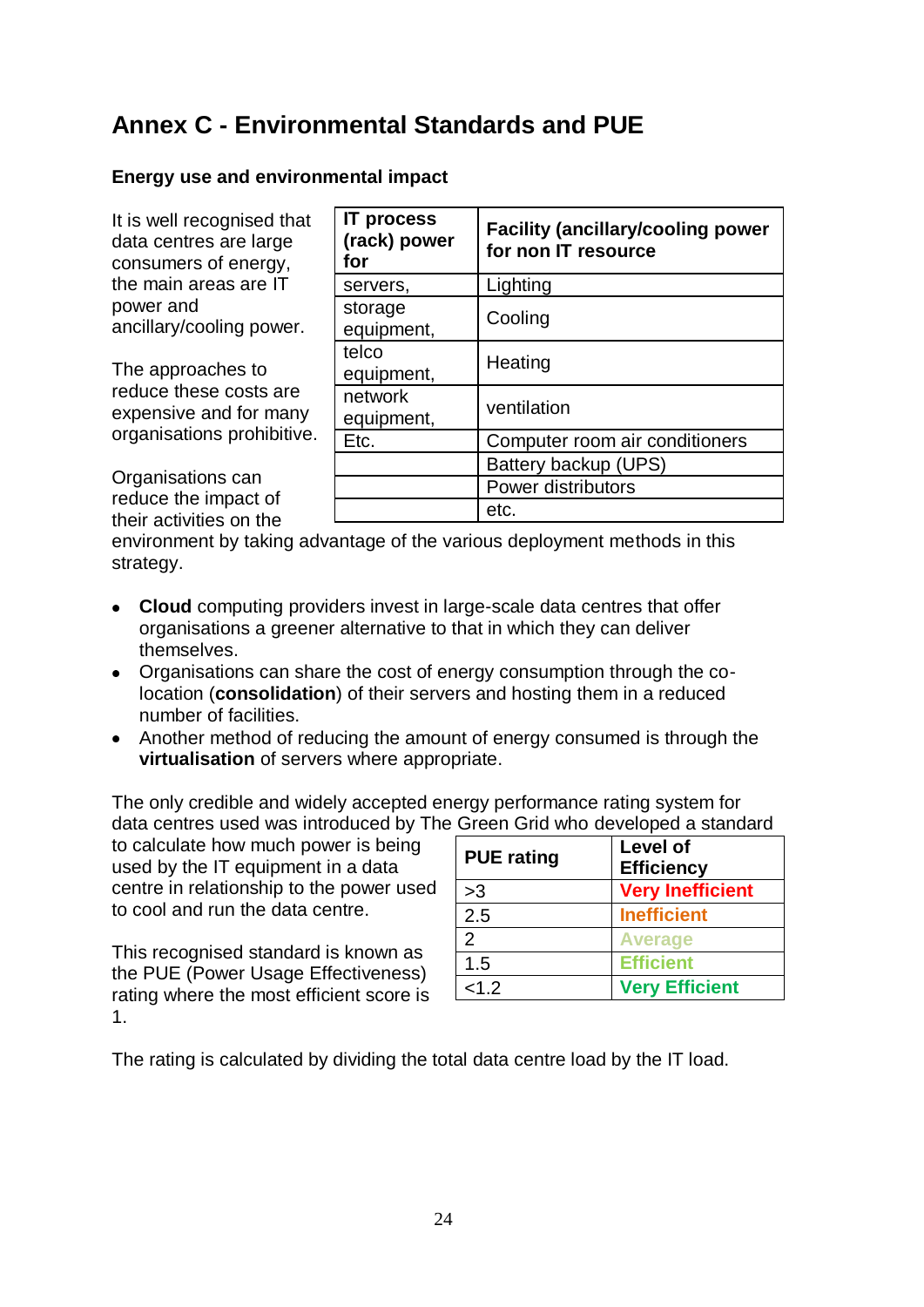# Annex C - Environmental Standards and PUE

**Energy use and environmental impact**

It is well recognised that data centres are large consumers of energy, the main areas are IT power and ancillary/cooling power.

The approaches to reduce these costs are expensive and for many organisations prohibitive.

| IT process (rack) power for | Facility (ancillary/cooling power for non IT resource |
|---|---|
| servers, | Lighting |
| storage equipment, | Cooling |
| telco equipment, | Heating |
| network equipment, | ventilation |
| Etc. | Computer room air conditioners |
| | Battery backup (UPS) |
| | Power distributors |
| | etc. |

Organisations can reduce the impact of their activities on the environment by taking advantage of the various deployment methods in this strategy.

- **Cloud** computing providers invest in large-scale data centres that offer organisations a greener alternative to that in which they can deliver themselves.
- Organisations can share the cost of energy consumption through the co-location (**consolidation**) of their servers and hosting them in a reduced number of facilities.
- Another method of reducing the amount of energy consumed is through the **virtualisation** of servers where appropriate.

The only credible and widely accepted energy performance rating system for data centres used was introduced by The Green Grid who developed a standard to calculate how much power is being used by the IT equipment in a data centre in relationship to the power used to cool and run the data centre.

This recognised standard is known as the PUE (Power Usage Effectiveness) rating where the most efficient score is 1.

| PUE rating | Level of Efficiency |
|---|---|
| >3 | **Very Inefficient** |
| 2.5 | **Inefficient** |
| 2 | **Average** |
| 1.5 | **Efficient** |
| <1.2 | **Very Efficient** |

The rating is calculated by dividing the total data centre load by the IT load.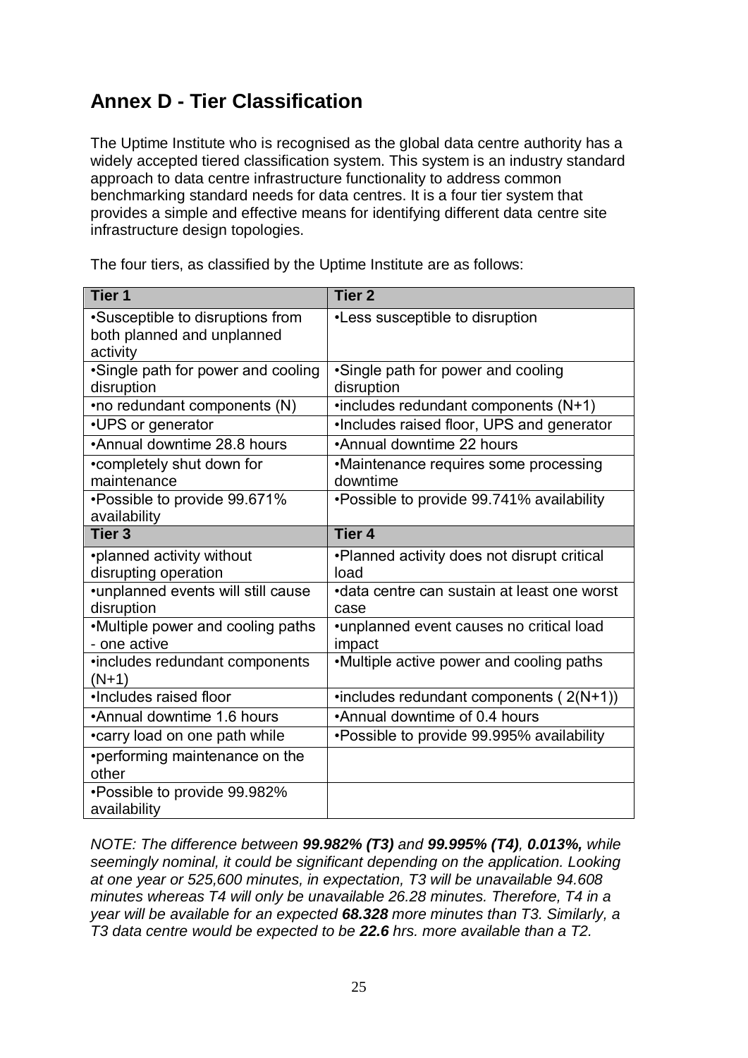## Annex D - Tier Classification

The Uptime Institute who is recognised as the global data centre authority has a widely accepted tiered classification system. This system is an industry standard approach to data centre infrastructure functionality to address common benchmarking standard needs for data centres. It is a four tier system that provides a simple and effective means for identifying different data centre site infrastructure design topologies.

The four tiers, as classified by the Uptime Institute are as follows:

| Tier 1 | Tier 2 |
|---|---|
| •Susceptible to disruptions from both planned and unplanned activity | •Less susceptible to disruption |
| •Single path for power and cooling disruption | •Single path for power and cooling disruption |
| •no redundant components (N) | •includes redundant components (N+1) |
| •UPS or generator | •Includes raised floor, UPS and generator |
| •Annual downtime 28.8 hours | •Annual downtime 22 hours |
| •completely shut down for maintenance | •Maintenance requires some processing downtime |
| •Possible to provide 99.671% availability | •Possible to provide 99.741% availability |
| **Tier 3** | **Tier 4** |
| •planned activity without disrupting operation | •Planned activity does not disrupt critical load |
| •unplanned events will still cause disruption | •data centre can sustain at least one worst case |
| •Multiple power and cooling paths - one active | •unplanned event causes no critical load impact |
| •includes redundant components (N+1) | •Multiple active power and cooling paths |
| •Includes raised floor | •includes redundant components ( 2(N+1)) |
| •Annual downtime 1.6 hours | •Annual downtime of 0.4 hours |
| •carry load on one path while | •Possible to provide 99.995% availability |
| •performing maintenance on the other | |
| •Possible to provide 99.982% availability | |

*NOTE: The difference between **99.982% (T3)** and **99.995% (T4)**, **0.013%,** while seemingly nominal, it could be significant depending on the application. Looking at one year or 525,600 minutes, in expectation, T3 will be unavailable 94.608 minutes whereas T4 will only be unavailable 26.28 minutes. Therefore, T4 in a year will be available for an expected **68.328** more minutes than T3. Similarly, a T3 data centre would be expected to be **22.6** hrs. more available than a T2.*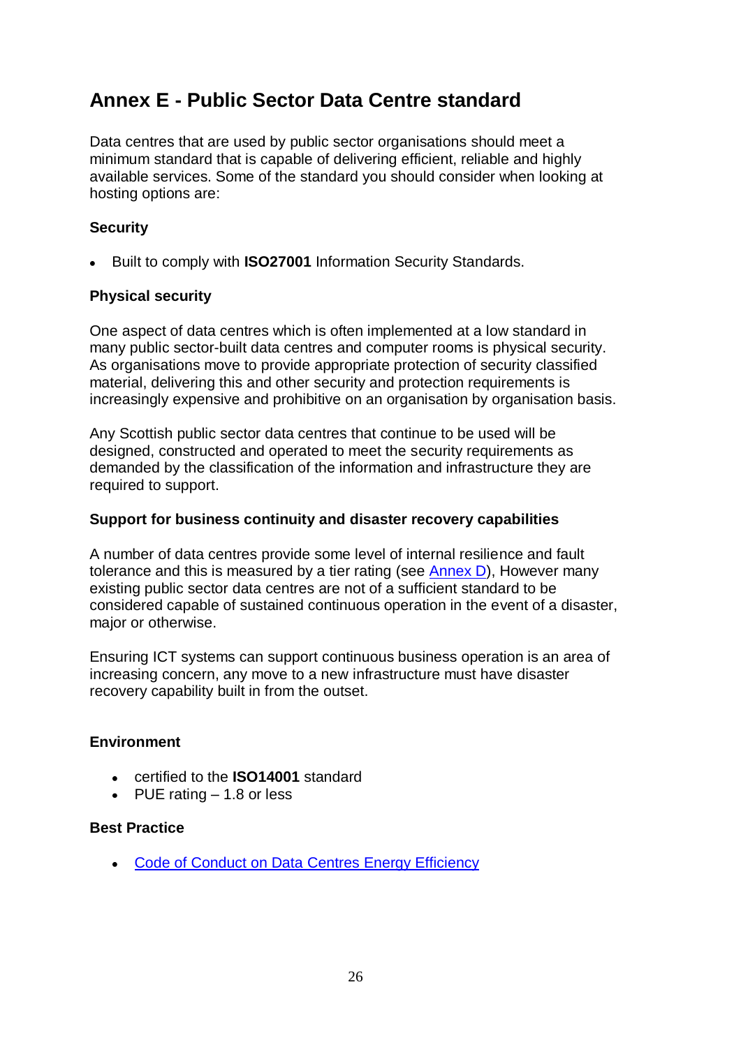# Annex E - Public Sector Data Centre standard

Data centres that are used by public sector organisations should meet a minimum standard that is capable of delivering efficient, reliable and highly available services. Some of the standard you should consider when looking at hosting options are:

**Security**

- Built to comply with **ISO27001** Information Security Standards.

**Physical security**

One aspect of data centres which is often implemented at a low standard in many public sector-built data centres and computer rooms is physical security. As organisations move to provide appropriate protection of security classified material, delivering this and other security and protection requirements is increasingly expensive and prohibitive on an organisation by organisation basis.

Any Scottish public sector data centres that continue to be used will be designed, constructed and operated to meet the security requirements as demanded by the classification of the information and infrastructure they are required to support.

**Support for business continuity and disaster recovery capabilities**

A number of data centres provide some level of internal resilience and fault tolerance and this is measured by a tier rating (see Annex D), However many existing public sector data centres are not of a sufficient standard to be considered capable of sustained continuous operation in the event of a disaster, major or otherwise.

Ensuring ICT systems can support continuous business operation is an area of increasing concern, any move to a new infrastructure must have disaster recovery capability built in from the outset.

**Environment**

- certified to the **ISO14001** standard
- PUE rating – 1.8 or less

**Best Practice**

- Code of Conduct on Data Centres Energy Efficiency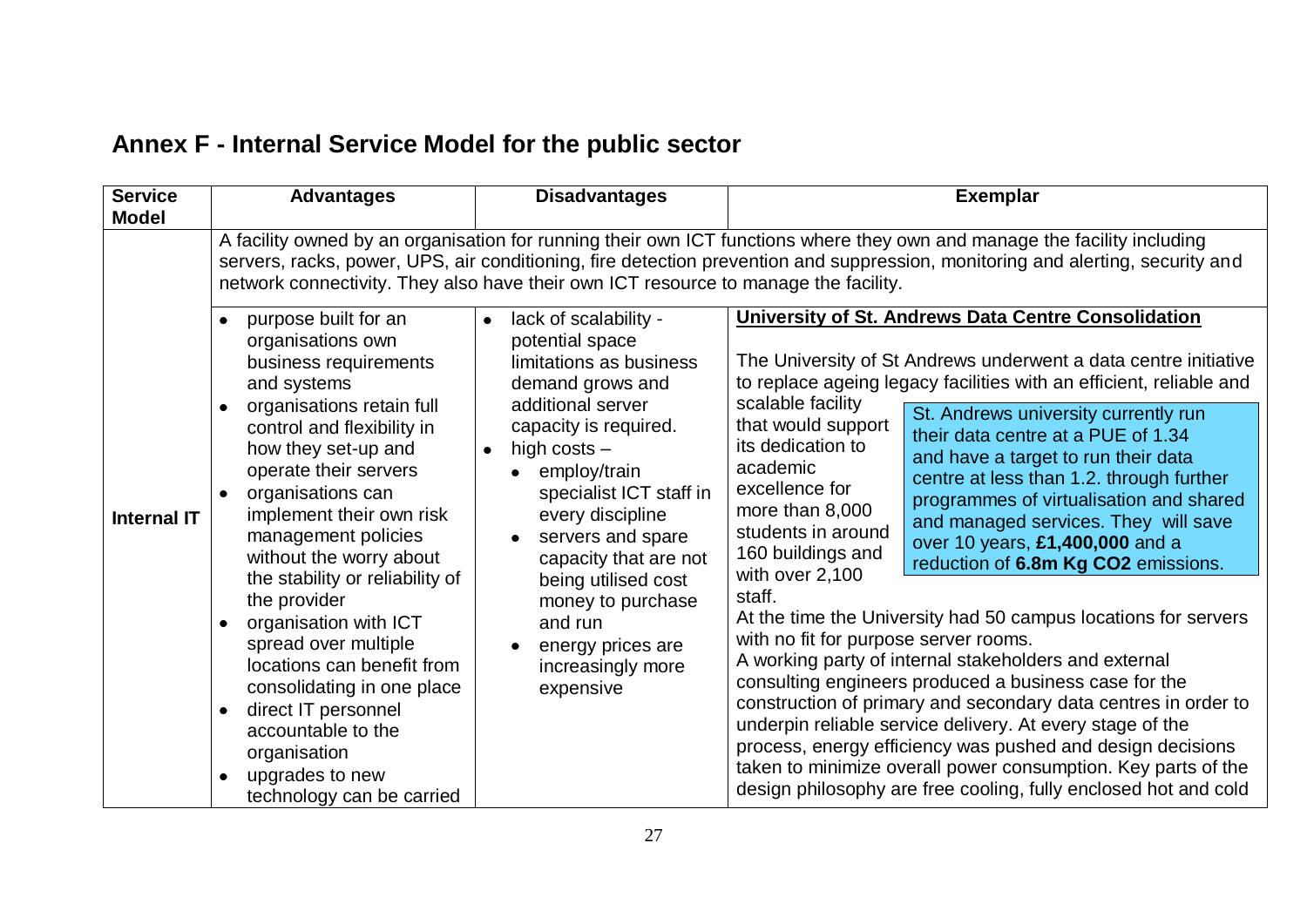## Annex F - Internal Service Model for the public sector

| Service Model | Advantages | Disadvantages | Exemplar |
|---|---|---|---|
| | A facility owned by an organisation for running their own ICT functions where they own and manage the facility including servers, racks, power, UPS, air conditioning, fire detection prevention and suppression, monitoring and alerting, security and network connectivity. They also have their own ICT resource to manage the facility. | | |
| **Internal IT** | • purpose built for an organisations own business requirements and systems<br>• organisations retain full control and flexibility in how they set-up and operate their servers<br>• organisations can implement their own risk management policies without the worry about the stability or reliability of the provider<br>• organisation with ICT spread over multiple locations can benefit from consolidating in one place<br>• direct IT personnel accountable to the organisation<br>• upgrades to new technology can be carried | • lack of scalability - potential space limitations as business demand grows and additional server capacity is required.<br>• high costs –<br>  • employ/train specialist ICT staff in every discipline<br>  • servers and spare capacity that are not being utilised cost money to purchase and run<br>  • energy prices are increasingly more expensive | **University of St. Andrews Data Centre Consolidation**<br><br>The University of St Andrews underwent a data centre initiative to replace ageing legacy facilities with an efficient, reliable and scalable facility that would support its dedication to academic excellence for more than 8,000 students in around 160 buildings and with over 2,100 staff.<br><br>St. Andrews university currently run their data centre at a PUE of 1.34 and have a target to run their data centre at less than 1.2. through further programmes of virtualisation and shared and managed services. They will save over 10 years, **£1,400,000** and a reduction of **6.8m Kg CO2** emissions.<br><br>At the time the University had 50 campus locations for servers with no fit for purpose server rooms.<br>A working party of internal stakeholders and external consulting engineers produced a business case for the construction of primary and secondary data centres in order to underpin reliable service delivery. At every stage of the process, energy efficiency was pushed and design decisions taken to minimize overall power consumption. Key parts of the design philosophy are free cooling, fully enclosed hot and cold |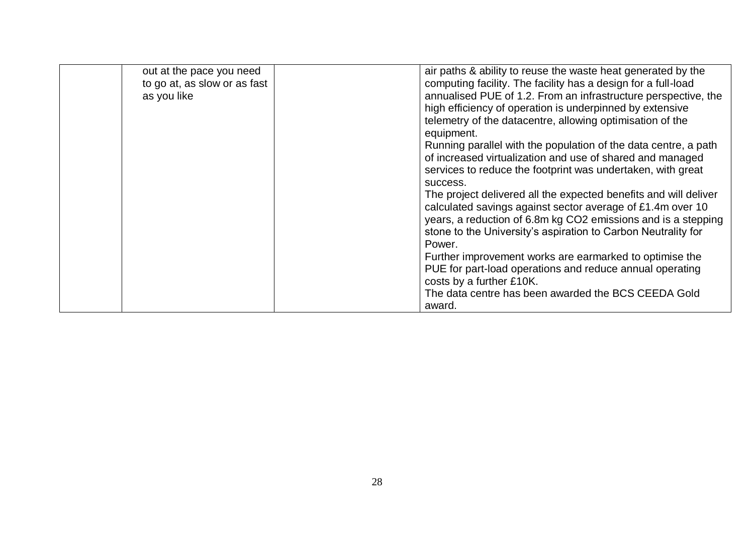|  |  |  |  |
|---|---|---|---|
|  | out at the pace you need to go at, as slow or as fast as you like |  | air paths & ability to reuse the waste heat generated by the computing facility. The facility has a design for a full-load annualised PUE of 1.2. From an infrastructure perspective, the high efficiency of operation is underpinned by extensive telemetry of the datacentre, allowing optimisation of the equipment.<br>Running parallel with the population of the data centre, a path of increased virtualization and use of shared and managed services to reduce the footprint was undertaken, with great success.<br>The project delivered all the expected benefits and will deliver calculated savings against sector average of £1.4m over 10 years, a reduction of 6.8m kg $CO_2$ emissions and is a stepping stone to the University's aspiration to Carbon Neutrality for Power.<br>Further improvement works are earmarked to optimise the PUE for part-load operations and reduce annual operating costs by a further £10K.<br>The data centre has been awarded the BCS CEEDA Gold award. |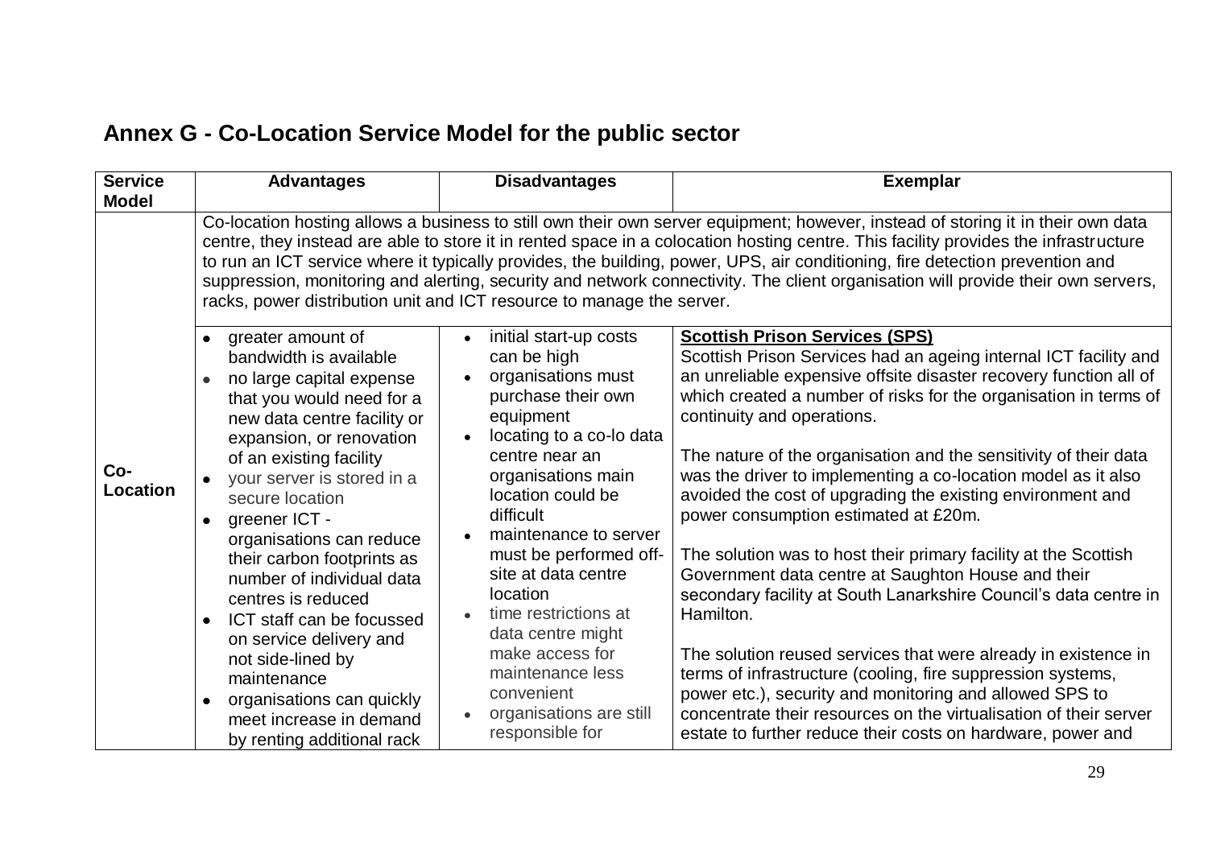# Annex G - Co-Location Service Model for the public sector

| Service Model | Advantages | Disadvantages | Exemplar |
|---|---|---|---|
| | Co-location hosting allows a business to still own their own server equipment; however, instead of storing it in their own data centre, they instead are able to store it in rented space in a colocation hosting centre. This facility provides the infrastructure to run an ICT service where it typically provides, the building, power, UPS, air conditioning, fire detection prevention and suppression, monitoring and alerting, security and network connectivity. The client organisation will provide their own servers, racks, power distribution unit and ICT resource to manage the server. | | |
| Co-Location | • greater amount of bandwidth is available<br>• no large capital expense that you would need for a new data centre facility or expansion, or renovation of an existing facility<br>• your server is stored in a secure location<br>• greener ICT - organisations can reduce their carbon footprints as number of individual data centres is reduced<br>• ICT staff can be focussed on service delivery and not side-lined by maintenance<br>• organisations can quickly meet increase in demand by renting additional rack | • initial start-up costs can be high<br>• organisations must purchase their own equipment<br>• locating to a co-lo data centre near an organisations main location could be difficult<br>• maintenance to server must be performed off-site at data centre location<br>• time restrictions at data centre might make access for maintenance less convenient<br>• organisations are still responsible for | **Scottish Prison Services (SPS)**<br>Scottish Prison Services had an ageing internal ICT facility and an unreliable expensive offsite disaster recovery function all of which created a number of risks for the organisation in terms of continuity and operations.<br><br>The nature of the organisation and the sensitivity of their data was the driver to implementing a co-location model as it also avoided the cost of upgrading the existing environment and power consumption estimated at £20m.<br><br>The solution was to host their primary facility at the Scottish Government data centre at Saughton House and their secondary facility at South Lanarkshire Council's data centre in Hamilton.<br><br>The solution reused services that were already in existence in terms of infrastructure (cooling, fire suppression systems, power etc.), security and monitoring and allowed SPS to concentrate their resources on the virtualisation of their server estate to further reduce their costs on hardware, power and |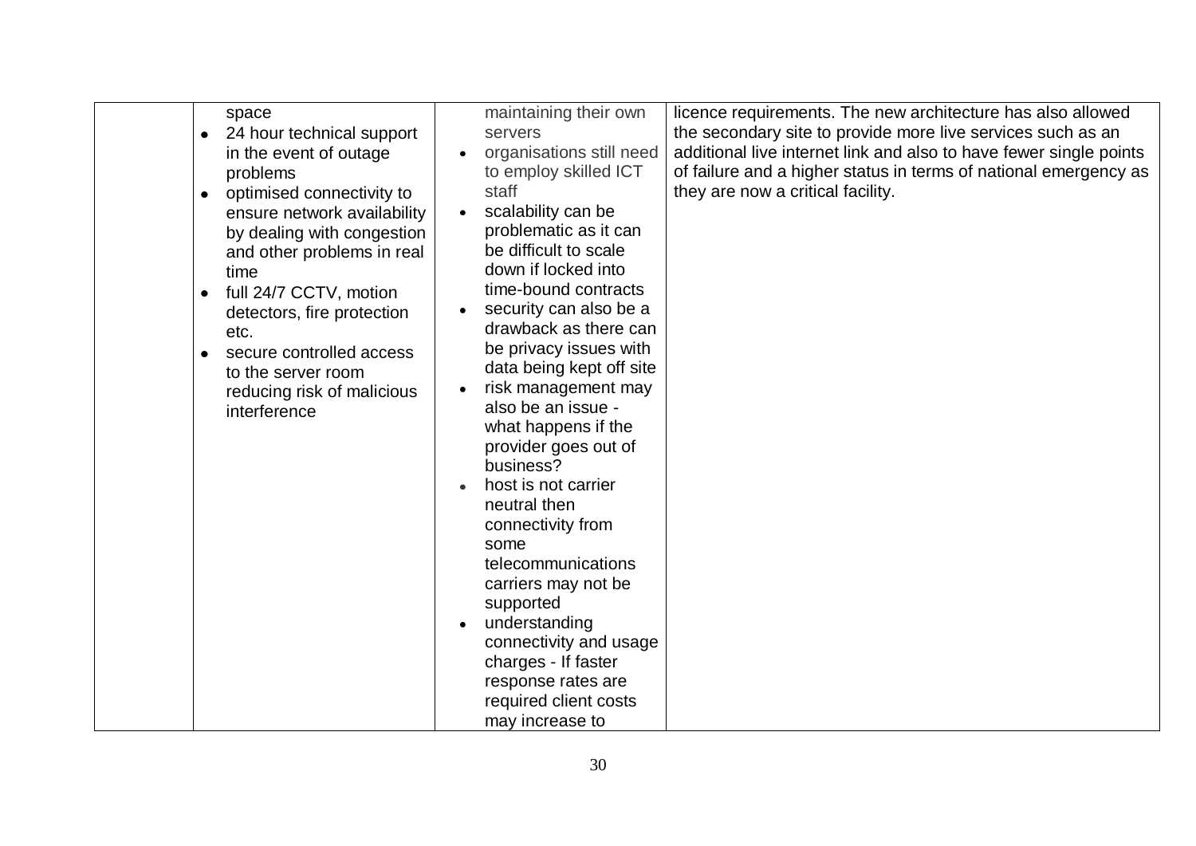| | | | |
|---|---|---|---|
| | space<br>• 24 hour technical support in the event of outage problems<br>• optimised connectivity to ensure network availability by dealing with congestion and other problems in real time<br>• full 24/7 CCTV, motion detectors, fire protection etc.<br>• secure controlled access to the server room reducing risk of malicious interference | maintaining their own servers<br>• organisations still need to employ skilled ICT staff<br>• scalability can be problematic as it can be difficult to scale down if locked into time-bound contracts<br>• security can also be a drawback as there can be privacy issues with data being kept off site<br>• risk management may also be an issue - what happens if the provider goes out of business?<br>• host is not carrier neutral then connectivity from some telecommunications carriers may not be supported<br>• understanding connectivity and usage charges - If faster response rates are required client costs may increase to | licence requirements. The new architecture has also allowed the secondary site to provide more live services such as an additional live internet link and also to have fewer single points of failure and a higher status in terms of national emergency as they are now a critical facility. |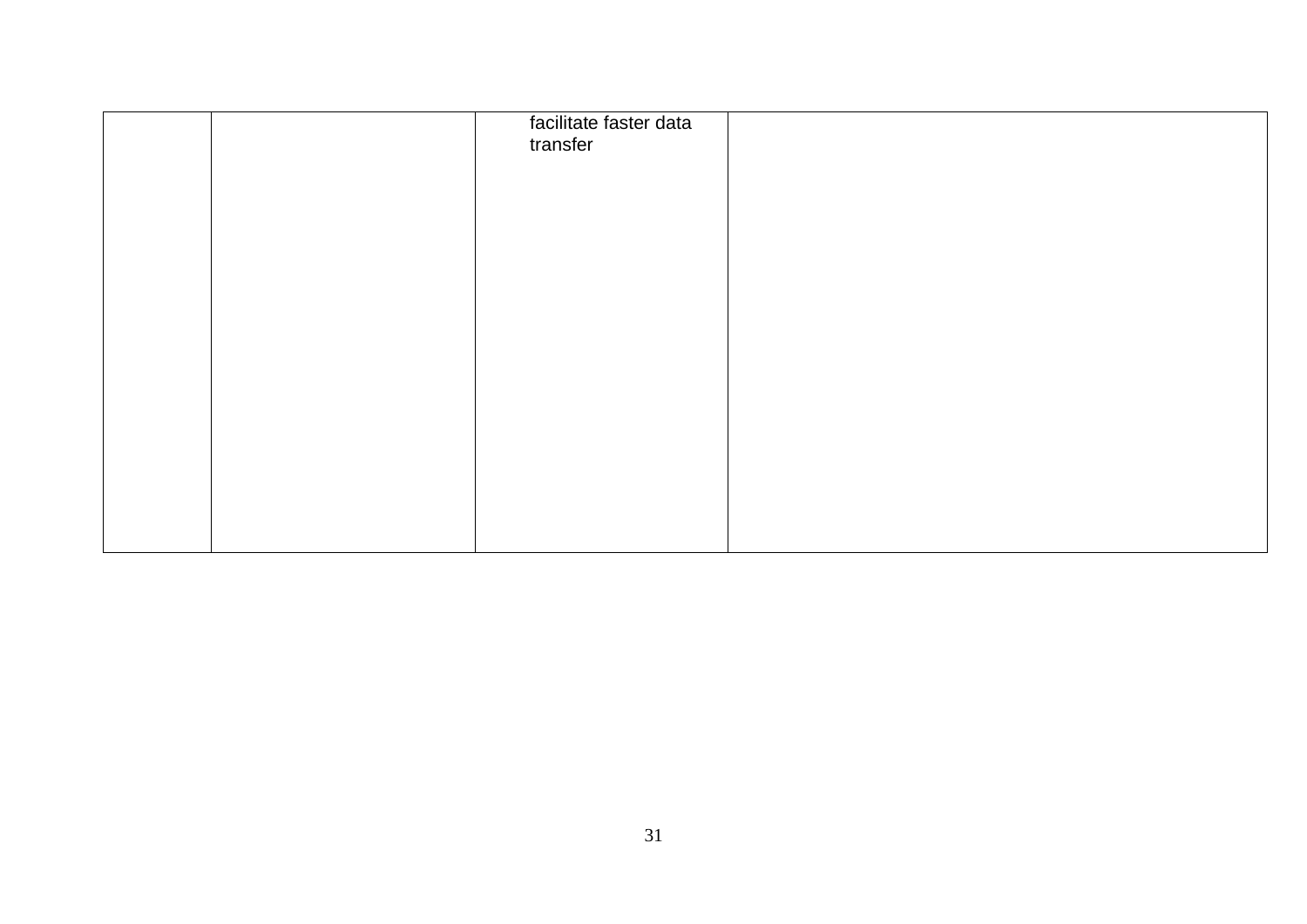|  |  | facilitate faster data transfer |  |
|---|---|---|---|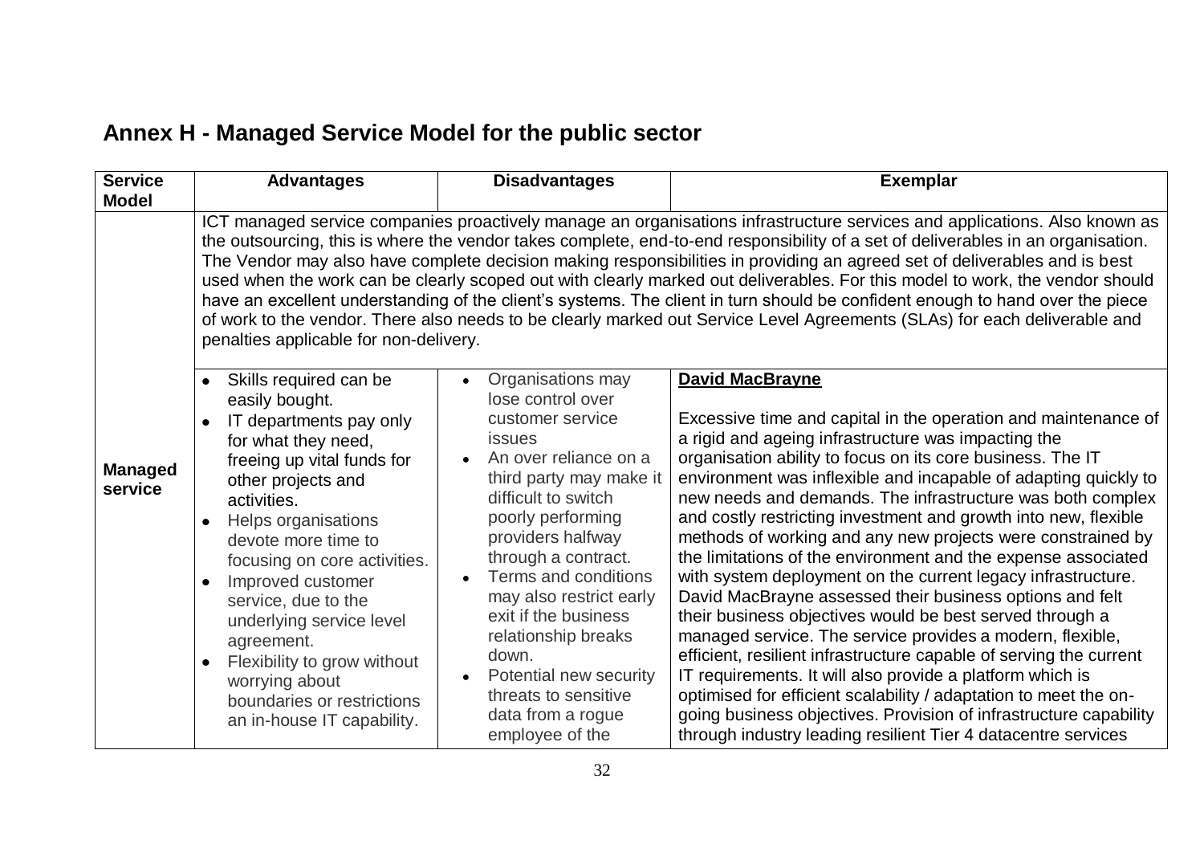## Annex H - Managed Service Model for the public sector

| Service Model | Advantages | Disadvantages | Exemplar |
|---|---|---|---|
| Managed service | ICT managed service companies proactively manage an organisations infrastructure services and applications. Also known as the outsourcing, this is where the vendor takes complete, end-to-end responsibility of a set of deliverables in an organisation. The Vendor may also have complete decision making responsibilities in providing an agreed set of deliverables and is best used when the work can be clearly scoped out with clearly marked out deliverables. For this model to work, the vendor should have an excellent understanding of the client's systems. The client in turn should be confident enough to hand over the piece of work to the vendor. There also needs to be clearly marked out Service Level Agreements (SLAs) for each deliverable and penalties applicable for non-delivery. | | |
| | • Skills required can be easily bought.<br>• IT departments pay only for what they need, freeing up vital funds for other projects and activities.<br>• Helps organisations devote more time to focusing on core activities.<br>• Improved customer service, due to the underlying service level agreement.<br>• Flexibility to grow without worrying about boundaries or restrictions an in-house IT capability. | • Organisations may lose control over customer service issues<br>• An over reliance on a third party may make it difficult to switch poorly performing providers halfway through a contract.<br>• Terms and conditions may also restrict early exit if the business relationship breaks down.<br>• Potential new security threats to sensitive data from a rogue employee of the | **David MacBrayne**<br><br>Excessive time and capital in the operation and maintenance of a rigid and ageing infrastructure was impacting the organisation ability to focus on its core business. The IT environment was inflexible and incapable of adapting quickly to new needs and demands. The infrastructure was both complex and costly restricting investment and growth into new, flexible methods of working and any new projects were constrained by the limitations of the environment and the expense associated with system deployment on the current legacy infrastructure. David MacBrayne assessed their business options and felt their business objectives would be best served through a managed service. The service provides a modern, flexible, efficient, resilient infrastructure capable of serving the current IT requirements. It will also provide a platform which is optimised for efficient scalability / adaptation to meet the on-going business objectives. Provision of infrastructure capability through industry leading resilient Tier 4 datacentre services |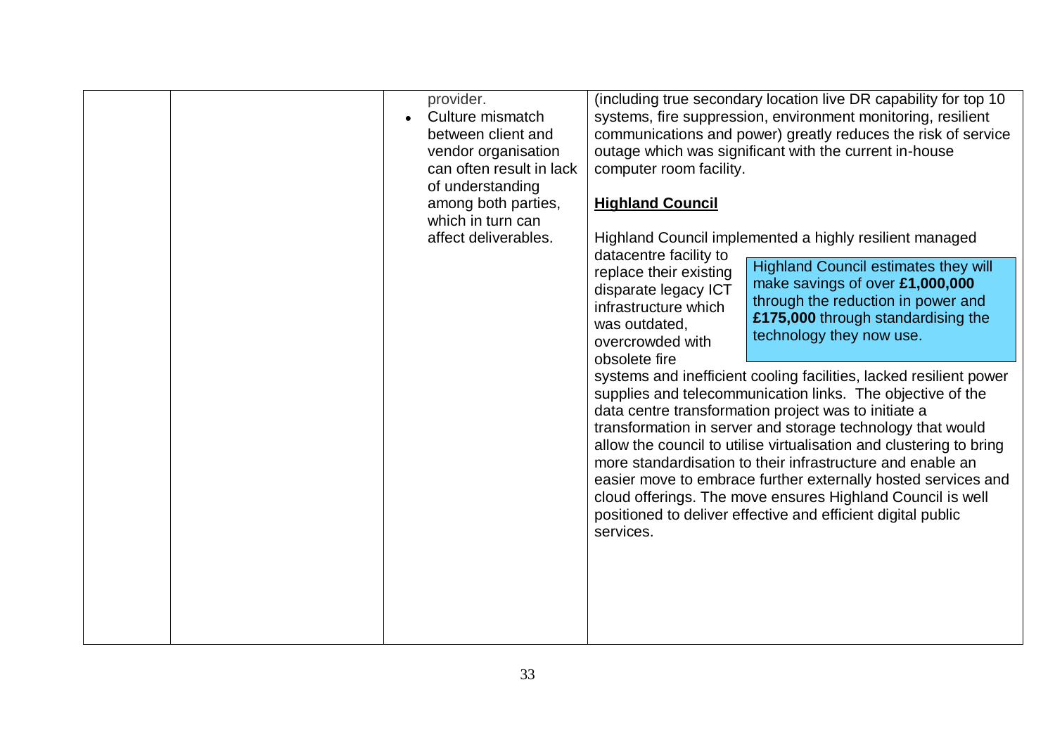| | | | |
|---|---|---|---|
| | | provider.<br>• Culture mismatch between client and vendor organisation can often result in lack of understanding among both parties, which in turn can affect deliverables. | (including true secondary location live DR capability for top 10 systems, fire suppression, environment monitoring, resilient communications and power) greatly reduces the risk of service outage which was significant with the current in-house computer room facility.<br><br>**Highland Council**<br><br>Highland Council implemented a highly resilient managed datacentre facility to replace their existing disparate legacy ICT infrastructure which was outdated, overcrowded with obsolete fire systems and inefficient cooling facilities, lacked resilient power supplies and telecommunication links. The objective of the data centre transformation project was to initiate a transformation in server and storage technology that would allow the council to utilise virtualisation and clustering to bring more standardisation to their infrastructure and enable an easier move to embrace further externally hosted services and cloud offerings. The move ensures Highland Council is well positioned to deliver effective and efficient digital public services.<br><br>Highland Council estimates they will make savings of over **£1,000,000** through the reduction in power and **£175,000** through standardising the technology they now use. |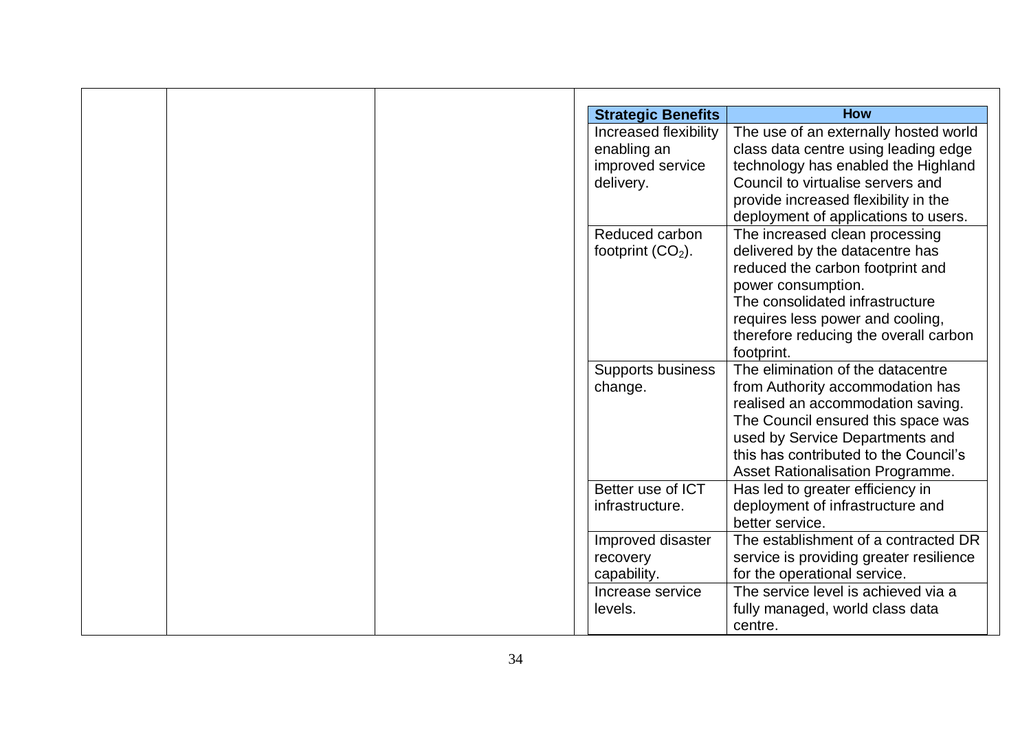| Strategic Benefits | How |
|---|---|
| Increased flexibility enabling an improved service delivery. | The use of an externally hosted world class data centre using leading edge technology has enabled the Highland Council to virtualise servers and provide increased flexibility in the deployment of applications to users. |
| Reduced carbon footprint ($CO_2$). | The increased clean processing delivered by the datacentre has reduced the carbon footprint and power consumption. The consolidated infrastructure requires less power and cooling, therefore reducing the overall carbon footprint. |
| Supports business change. | The elimination of the datacentre from Authority accommodation has realised an accommodation saving. The Council ensured this space was used by Service Departments and this has contributed to the Council's Asset Rationalisation Programme. |
| Better use of ICT infrastructure. | Has led to greater efficiency in deployment of infrastructure and better service. |
| Improved disaster recovery capability. | The establishment of a contracted DR service is providing greater resilience for the operational service. |
| Increase service levels. | The service level is achieved via a fully managed, world class data centre. |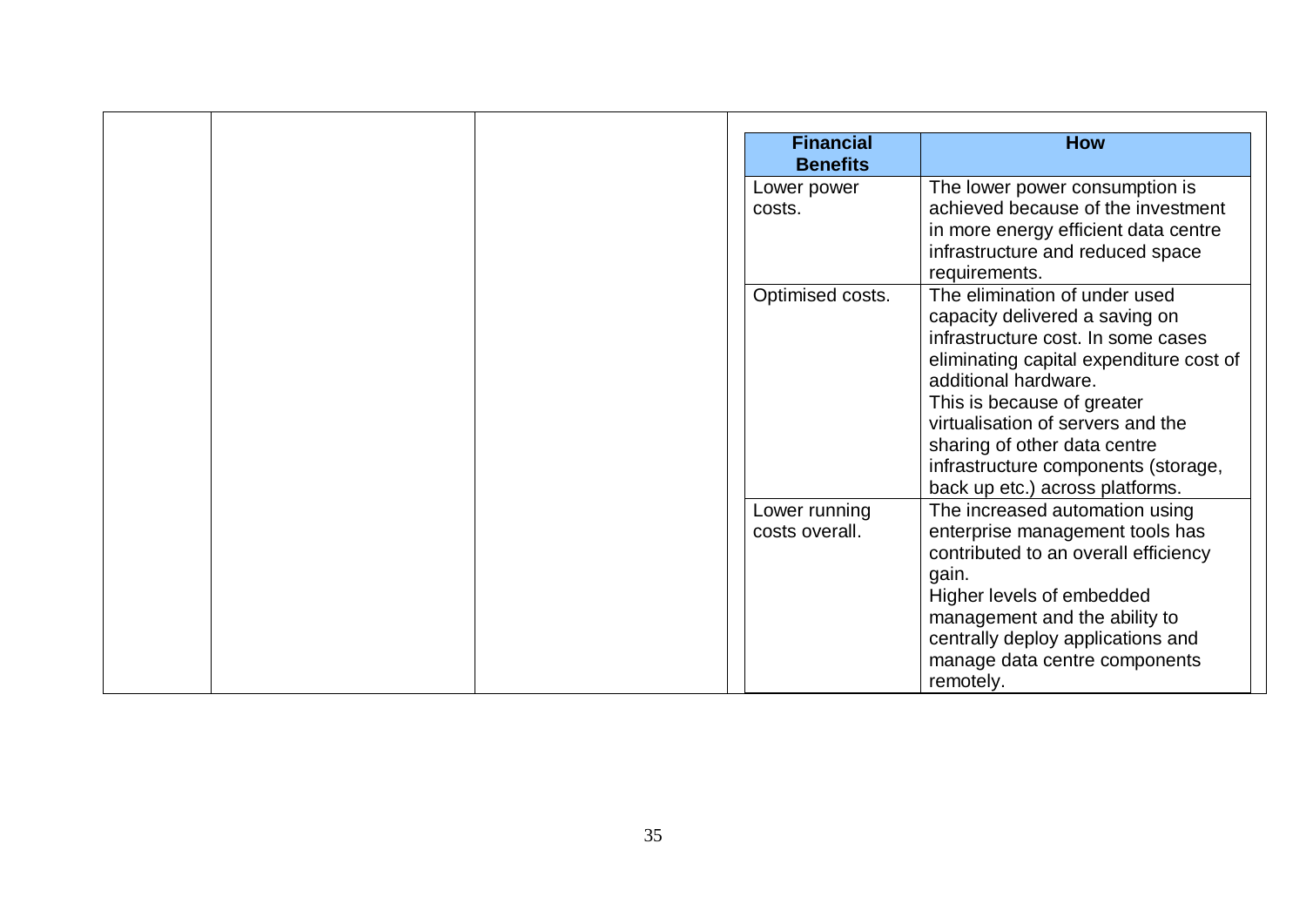| Financial Benefits | How |
|---|---|
| Lower power costs. | The lower power consumption is achieved because of the investment in more energy efficient data centre infrastructure and reduced space requirements. |
| Optimised costs. | The elimination of under used capacity delivered a saving on infrastructure cost. In some cases eliminating capital expenditure cost of additional hardware.<br>This is because of greater virtualisation of servers and the sharing of other data centre infrastructure components (storage, back up etc.) across platforms. |
| Lower running costs overall. | The increased automation using enterprise management tools has contributed to an overall efficiency gain.<br>Higher levels of embedded management and the ability to centrally deploy applications and manage data centre components remotely. |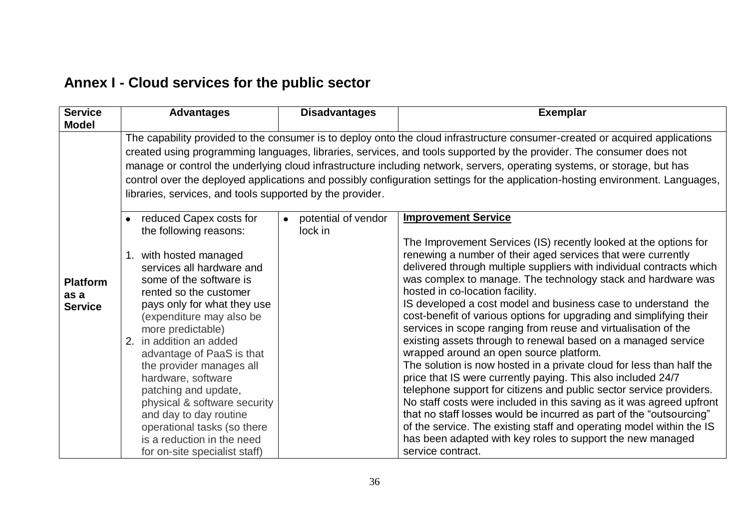## Annex I - Cloud services for the public sector

| Service Model | Advantages | Disadvantages | Exemplar |
|---|---|---|---|
| Platform as a Service | The capability provided to the consumer is to deploy onto the cloud infrastructure consumer-created or acquired applications created using programming languages, libraries, services, and tools supported by the provider. The consumer does not manage or control the underlying cloud infrastructure including network, servers, operating systems, or storage, but has control over the deployed applications and possibly configuration settings for the application-hosting environment. Languages, libraries, services, and tools supported by the provider. | | |
| | • reduced Capex costs for the following reasons:<br><br>1. with hosted managed services all hardware and some of the software is rented so the customer pays only for what they use (expenditure may also be more predictable)<br>2. in addition an added advantage of PaaS is that the provider manages all hardware, software patching and update, physical & software security and day to day routine operational tasks (so there is a reduction in the need for on-site specialist staff) | • potential of vendor lock in | **Improvement Service**<br><br>The Improvement Services (IS) recently looked at the options for renewing a number of their aged services that were currently delivered through multiple suppliers with individual contracts which was complex to manage. The technology stack and hardware was hosted in co-location facility.<br>IS developed a cost model and business case to understand the cost-benefit of various options for upgrading and simplifying their services in scope ranging from reuse and virtualisation of the existing assets through to renewal based on a managed service wrapped around an open source platform.<br>The solution is now hosted in a private cloud for less than half the price that IS were currently paying. This also included 24/7 telephone support for citizens and public sector service providers. No staff costs were included in this saving as it was agreed upfront that no staff losses would be incurred as part of the "outsourcing" of the service. The existing staff and operating model within the IS has been adapted with key roles to support the new managed service contract. |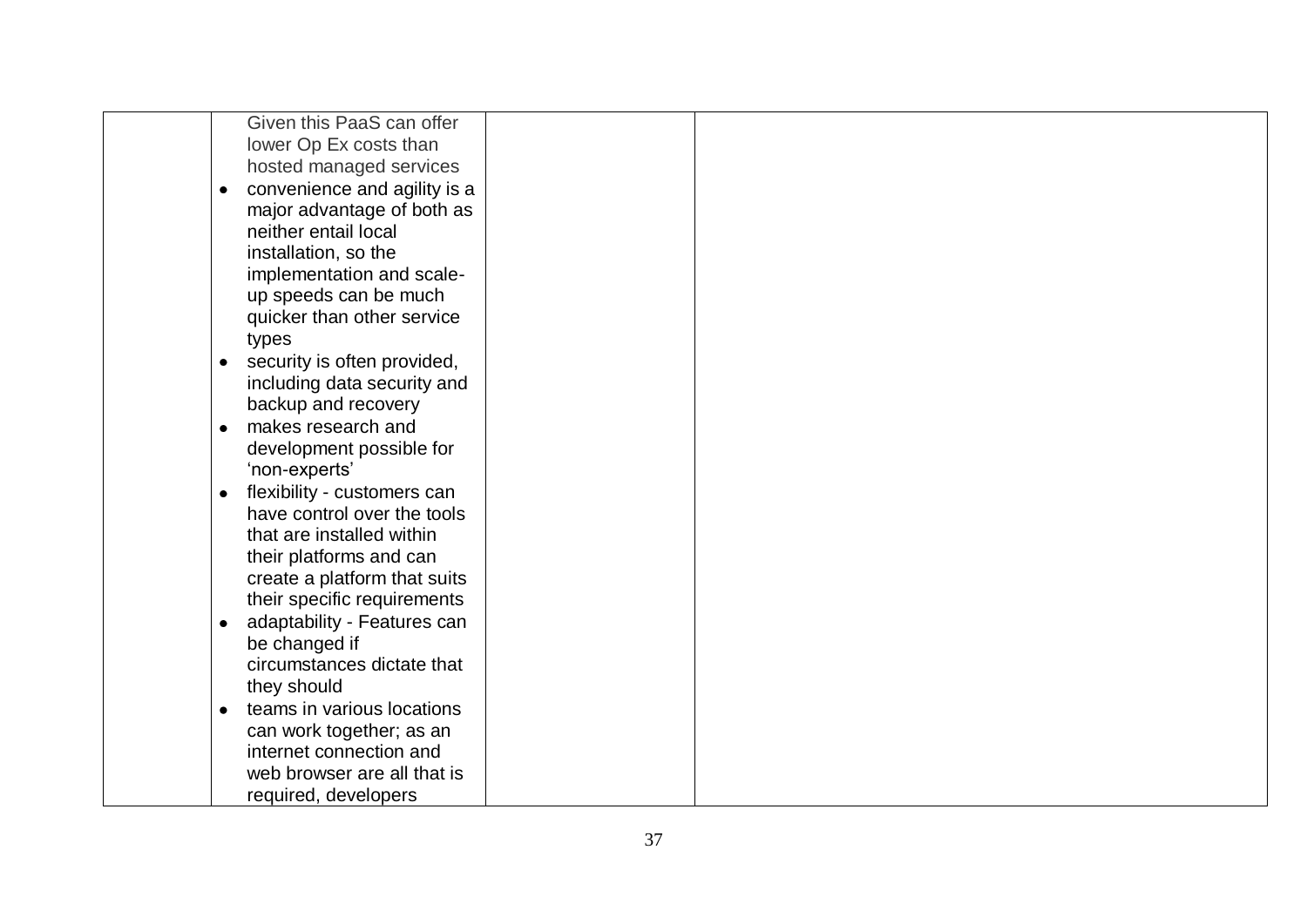| | | | |
|---|---|---|---|
| | Given this PaaS can offer lower Op Ex costs than hosted managed services<br>• convenience and agility is a major advantage of both as neither entail local installation, so the implementation and scale-up speeds can be much quicker than other service types<br>• security is often provided, including data security and backup and recovery<br>• makes research and development possible for 'non-experts'<br>• flexibility - customers can have control over the tools that are installed within their platforms and can create a platform that suits their specific requirements<br>• adaptability - Features can be changed if circumstances dictate that they should<br>• teams in various locations can work together; as an internet connection and web browser are all that is required, developers | | |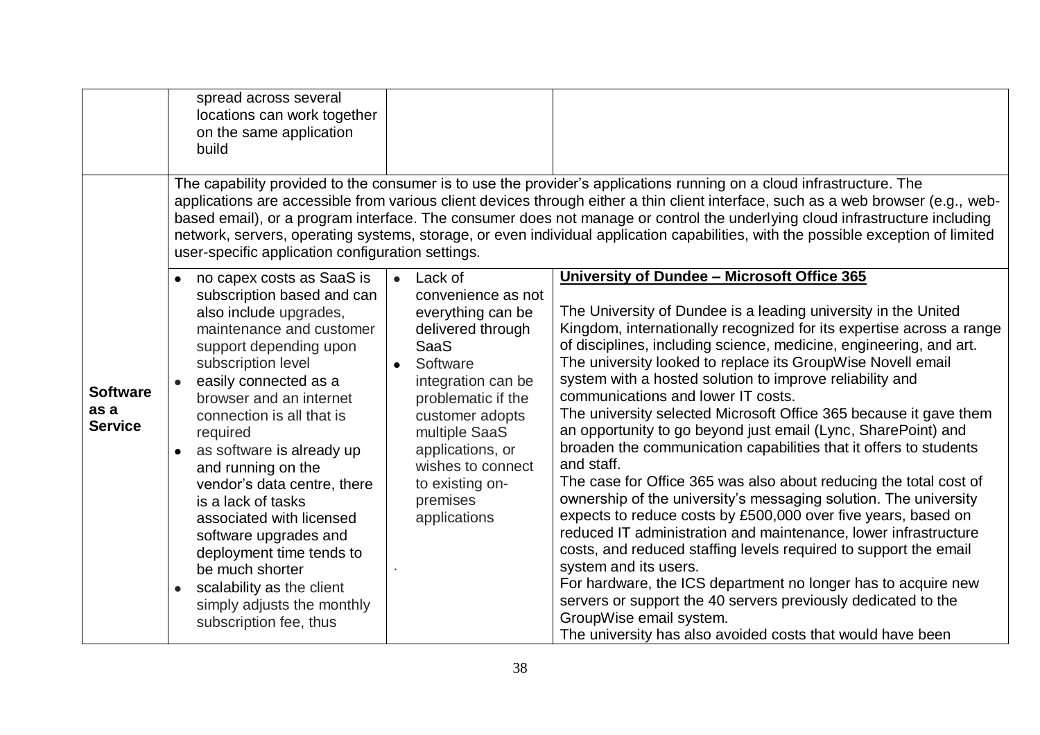| | | | |
|---|---|---|---|
| | spread across several locations can work together on the same application build | | |
| **Software as a Service** | The capability provided to the consumer is to use the provider's applications running on a cloud infrastructure. The applications are accessible from various client devices through either a thin client interface, such as a web browser (e.g., web-based email), or a program interface. The consumer does not manage or control the underlying cloud infrastructure including network, servers, operating systems, storage, or even individual application capabilities, with the possible exception of limited user-specific application configuration settings. | | |
| | • no capex costs as SaaS is subscription based and can also include upgrades, maintenance and customer support depending upon subscription level<br>• easily connected as a browser and an internet connection is all that is required<br>• as software is already up and running on the vendor's data centre, there is a lack of tasks associated with licensed software upgrades and deployment time tends to be much shorter<br>• scalability as the client simply adjusts the monthly subscription fee, thus | • Lack of convenience as not everything can be delivered through SaaS<br>• Software integration can be problematic if the customer adopts multiple SaaS applications, or wishes to connect to existing on-premises applications<br>. | **University of Dundee – Microsoft Office 365**<br><br>The University of Dundee is a leading university in the United Kingdom, internationally recognized for its expertise across a range of disciplines, including science, medicine, engineering, and art. The university looked to replace its GroupWise Novell email system with a hosted solution to improve reliability and communications and lower IT costs.<br>The university selected Microsoft Office 365 because it gave them an opportunity to go beyond just email (Lync, SharePoint) and broaden the communication capabilities that it offers to students and staff.<br>The case for Office 365 was also about reducing the total cost of ownership of the university's messaging solution. The university expects to reduce costs by £500,000 over five years, based on reduced IT administration and maintenance, lower infrastructure costs, and reduced staffing levels required to support the email system and its users.<br>For hardware, the ICS department no longer has to acquire new servers or support the 40 servers previously dedicated to the GroupWise email system.<br>The university has also avoided costs that would have been |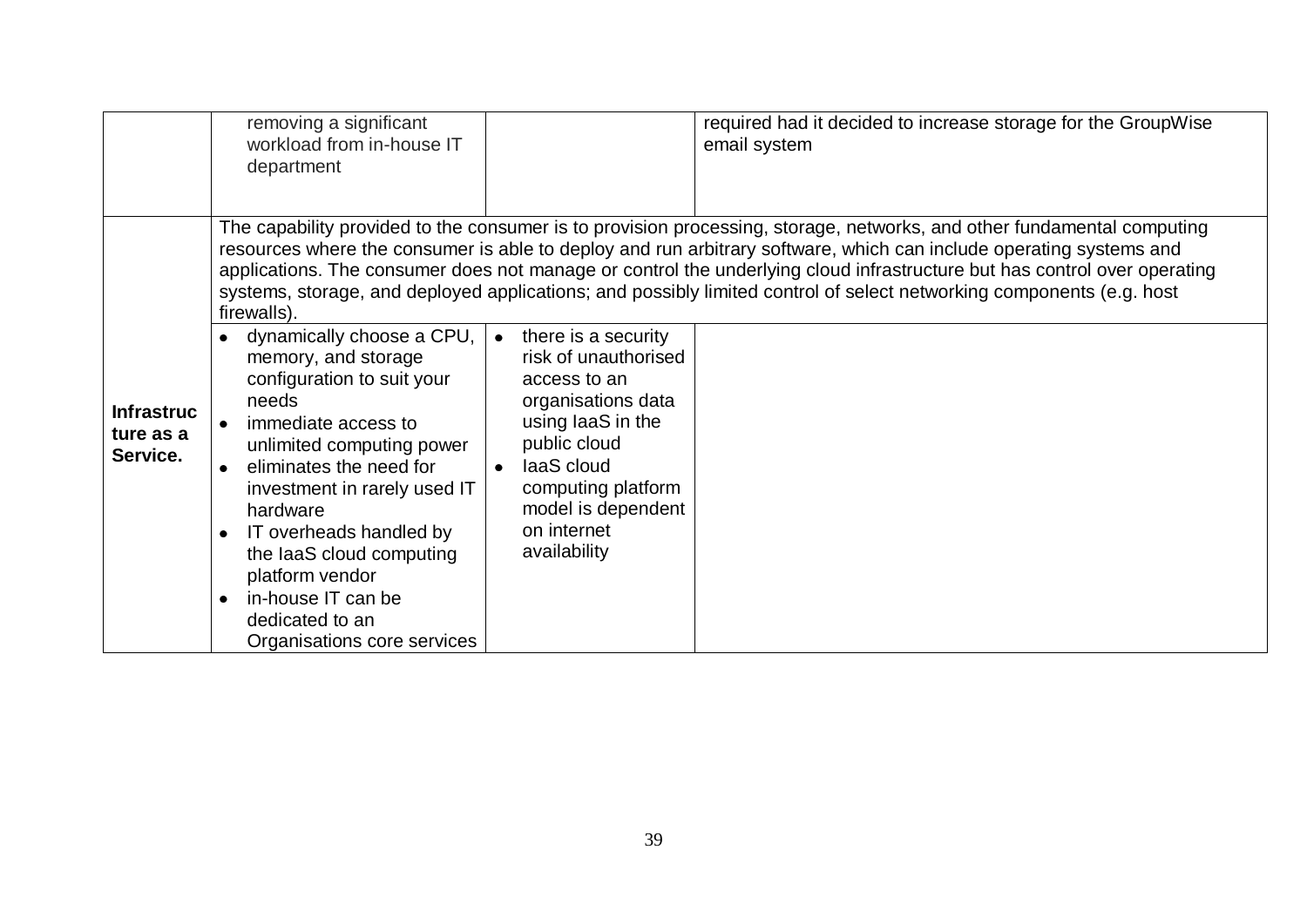| | | | |
|---|---|---|---|
| | removing a significant workload from in-house IT department | | required had it decided to increase storage for the GroupWise email system |
| **Infrastructure as a Service.** | The capability provided to the consumer is to provision processing, storage, networks, and other fundamental computing resources where the consumer is able to deploy and run arbitrary software, which can include operating systems and applications. The consumer does not manage or control the underlying cloud infrastructure but has control over operating systems, storage, and deployed applications; and possibly limited control of select networking components (e.g. host firewalls). | | |
| | • dynamically choose a CPU, memory, and storage configuration to suit your needs<br>• immediate access to unlimited computing power<br>• eliminates the need for investment in rarely used IT hardware<br>• IT overheads handled by the IaaS cloud computing platform vendor<br>• in-house IT can be dedicated to an Organisations core services | • there is a security risk of unauthorised access to an organisations data using IaaS in the public cloud<br>• IaaS cloud computing platform model is dependent on internet availability | |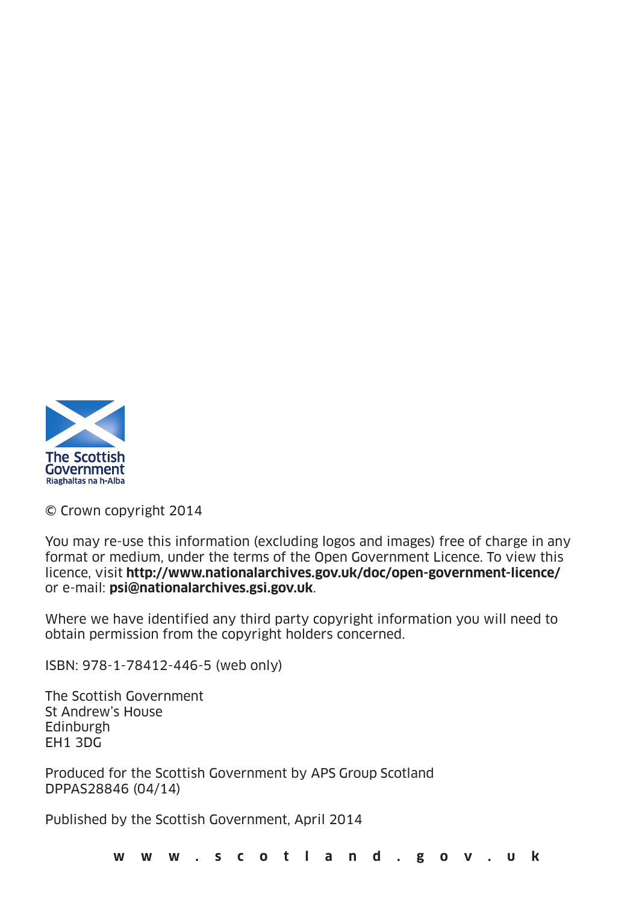The Scottish Government
Riaghaltas na h-Alba

© Crown copyright 2014

You may re-use this information (excluding logos and images) free of charge in any format or medium, under the terms of the Open Government Licence. To view this licence, visit **http://www.nationalarchives.gov.uk/doc/open-government-licence/** or e-mail: **psi@nationalarchives.gsi.gov.uk**.

Where we have identified any third party copyright information you will need to obtain permission from the copyright holders concerned.

ISBN: 978-1-78412-446-5 (web only)

The Scottish Government
St Andrew's House
Edinburgh
EH1 3DG

Produced for the Scottish Government by APS Group Scotland
DPPAS28846 (04/14)

Published by the Scottish Government, April 2014

**w w w . s c o t l a n d . g o v . u k**